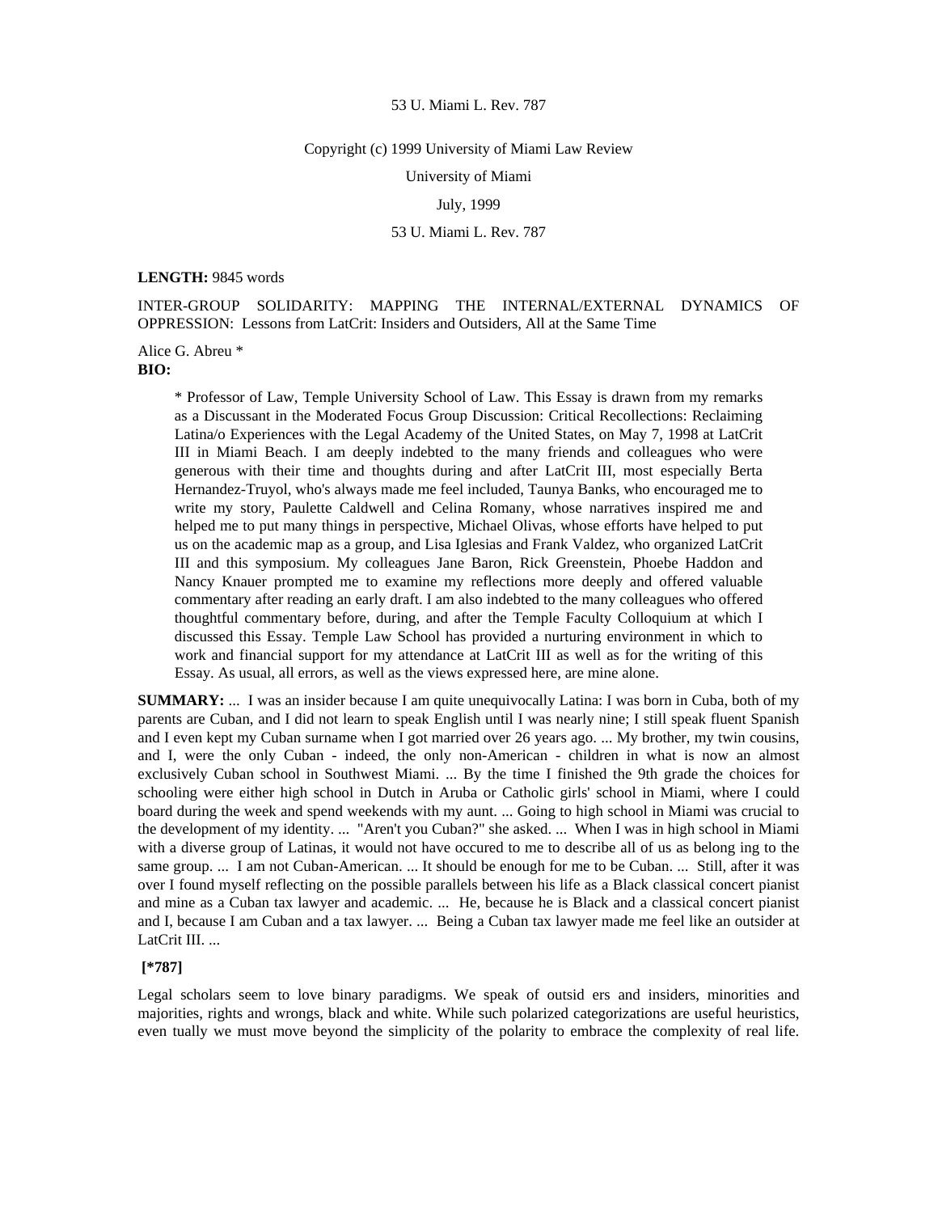53 U. Miami L. Rev. 787

Copyright (c) 1999 University of Miami Law Review

University of Miami

July, 1999

53 U. Miami L. Rev. 787

**LENGTH:** 9845 words

INTER-GROUP SOLIDARITY: MAPPING THE INTERNAL/EXTERNAL DYNAMICS OF OPPRESSION: Lessons from LatCrit: Insiders and Outsiders, All at the Same Time

Alice G. Abreu *

**BIO:**

> * Professor of Law, Temple University School of Law. This Essay is drawn from my remarks as a Discussant in the Moderated Focus Group Discussion: Critical Recollections: Reclaiming Latina/o Experiences with the Legal Academy of the United States, on May 7, 1998 at LatCrit III in Miami Beach. I am deeply indebted to the many friends and colleagues who were generous with their time and thoughts during and after LatCrit III, most especially Berta Hernandez-Truyol, who's always made me feel included, Taunya Banks, who encouraged me to write my story, Paulette Caldwell and Celina Romany, whose narratives inspired me and helped me to put many things in perspective, Michael Olivas, whose efforts have helped to put us on the academic map as a group, and Lisa Iglesias and Frank Valdez, who organized LatCrit III and this symposium. My colleagues Jane Baron, Rick Greenstein, Phoebe Haddon and Nancy Knauer prompted me to examine my reflections more deeply and offered valuable commentary after reading an early draft. I am also indebted to the many colleagues who offered thoughtful commentary before, during, and after the Temple Faculty Colloquium at which I discussed this Essay. Temple Law School has provided a nurturing environment in which to work and financial support for my attendance at LatCrit III as well as for the writing of this Essay. As usual, all errors, as well as the views expressed here, are mine alone.

**SUMMARY:** ... I was an insider because I am quite unequivocally Latina: I was born in Cuba, both of my parents are Cuban, and I did not learn to speak English until I was nearly nine; I still speak fluent Spanish and I even kept my Cuban surname when I got married over 26 years ago. ... My brother, my twin cousins, and I, were the only Cuban - indeed, the only non-American - children in what is now an almost exclusively Cuban school in Southwest Miami. ... By the time I finished the 9th grade the choices for schooling were either high school in Dutch in Aruba or Catholic girls' school in Miami, where I could board during the week and spend weekends with my aunt. ... Going to high school in Miami was crucial to the development of my identity. ... "Aren't you Cuban?" she asked. ... When I was in high school in Miami with a diverse group of Latinas, it would not have occured to me to describe all of us as belong ing to the same group. ... I am not Cuban-American. ... It should be enough for me to be Cuban. ... Still, after it was over I found myself reflecting on the possible parallels between his life as a Black classical concert pianist and mine as a Cuban tax lawyer and academic. ... He, because he is Black and a classical concert pianist and I, because I am Cuban and a tax lawyer. ... Being a Cuban tax lawyer made me feel like an outsider at LatCrit III. ...

**[*787]**

Legal scholars seem to love binary paradigms. We speak of outsid ers and insiders, minorities and majorities, rights and wrongs, black and white. While such polarized categorizations are useful heuristics, even tually we must move beyond the simplicity of the polarity to embrace the complexity of real life.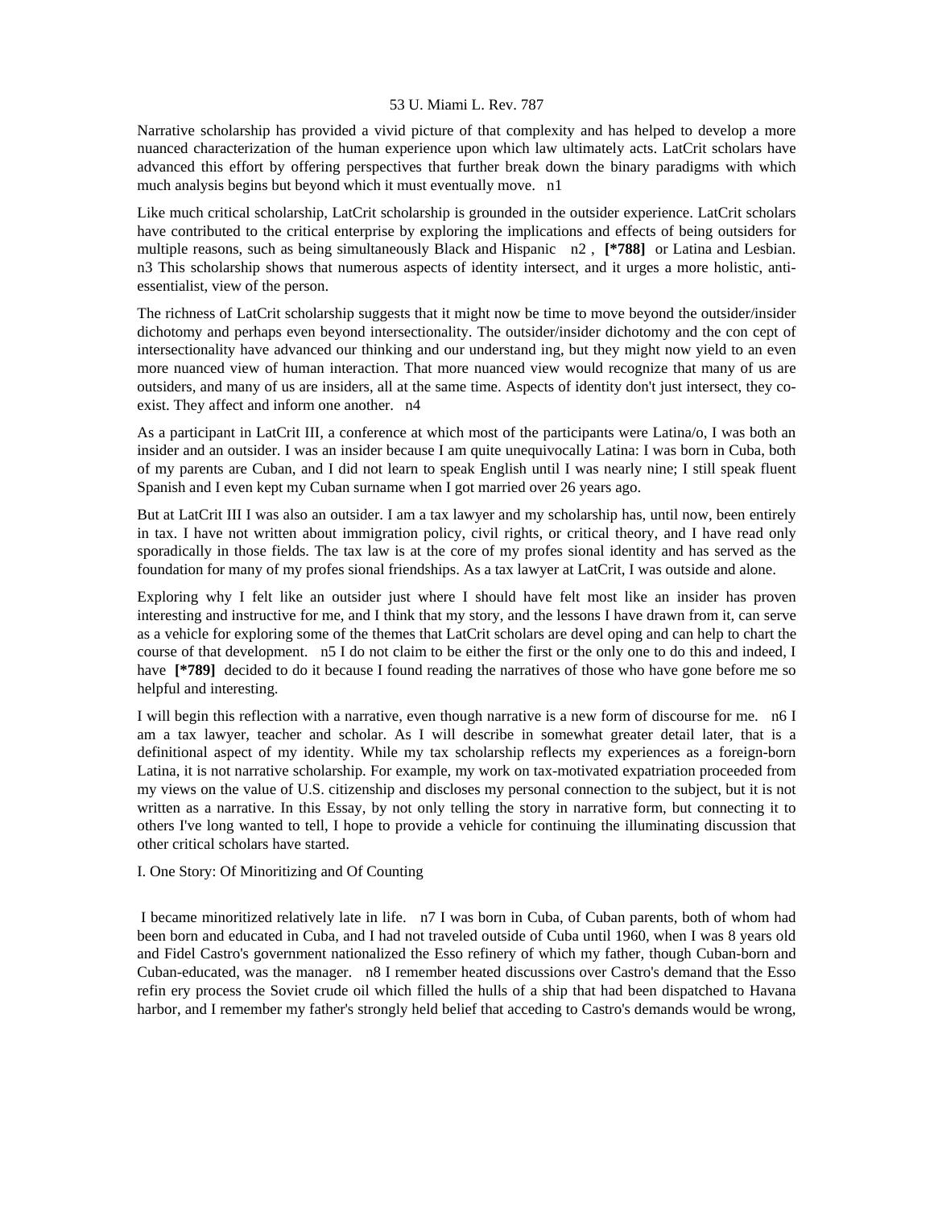Narrative scholarship has provided a vivid picture of that complexity and has helped to develop a more nuanced characterization of the human experience upon which law ultimately acts. LatCrit scholars have advanced this effort by offering perspectives that further break down the binary paradigms with which much analysis begins but beyond which it must eventually move. n1

Like much critical scholarship, LatCrit scholarship is grounded in the outsider experience. LatCrit scholars have contributed to the critical enterprise by exploring the implications and effects of being outsiders for multiple reasons, such as being simultaneously Black and Hispanic n2 , **[*788]** or Latina and Lesbian. n3 This scholarship shows that numerous aspects of identity intersect, and it urges a more holistic, anti-essentialist, view of the person.

The richness of LatCrit scholarship suggests that it might now be time to move beyond the outsider/insider dichotomy and perhaps even beyond intersectionality. The outsider/insider dichotomy and the con cept of intersectionality have advanced our thinking and our understand ing, but they might now yield to an even more nuanced view of human interaction. That more nuanced view would recognize that many of us are outsiders, and many of us are insiders, all at the same time. Aspects of identity don't just intersect, they co-exist. They affect and inform one another. n4

As a participant in LatCrit III, a conference at which most of the participants were Latina/o, I was both an insider and an outsider. I was an insider because I am quite unequivocally Latina: I was born in Cuba, both of my parents are Cuban, and I did not learn to speak English until I was nearly nine; I still speak fluent Spanish and I even kept my Cuban surname when I got married over 26 years ago.

But at LatCrit III I was also an outsider. I am a tax lawyer and my scholarship has, until now, been entirely in tax. I have not written about immigration policy, civil rights, or critical theory, and I have read only sporadically in those fields. The tax law is at the core of my profes sional identity and has served as the foundation for many of my profes sional friendships. As a tax lawyer at LatCrit, I was outside and alone.

Exploring why I felt like an outsider just where I should have felt most like an insider has proven interesting and instructive for me, and I think that my story, and the lessons I have drawn from it, can serve as a vehicle for exploring some of the themes that LatCrit scholars are devel oping and can help to chart the course of that development. n5 I do not claim to be either the first or the only one to do this and indeed, I have **[*789]** decided to do it because I found reading the narratives of those who have gone before me so helpful and interesting.

I will begin this reflection with a narrative, even though narrative is a new form of discourse for me. n6 I am a tax lawyer, teacher and scholar. As I will describe in somewhat greater detail later, that is a definitional aspect of my identity. While my tax scholarship reflects my experiences as a foreign-born Latina, it is not narrative scholarship. For example, my work on tax-motivated expatriation proceeded from my views on the value of U.S. citizenship and discloses my personal connection to the subject, but it is not written as a narrative. In this Essay, by not only telling the story in narrative form, but connecting it to others I've long wanted to tell, I hope to provide a vehicle for continuing the illuminating discussion that other critical scholars have started.

## I. One Story: Of Minoritizing and Of Counting

I became minoritized relatively late in life. n7 I was born in Cuba, of Cuban parents, both of whom had been born and educated in Cuba, and I had not traveled outside of Cuba until 1960, when I was 8 years old and Fidel Castro's government nationalized the Esso refinery of which my father, though Cuban-born and Cuban-educated, was the manager. n8 I remember heated discussions over Castro's demand that the Esso refin ery process the Soviet crude oil which filled the hulls of a ship that had been dispatched to Havana harbor, and I remember my father's strongly held belief that acceding to Castro's demands would be wrong,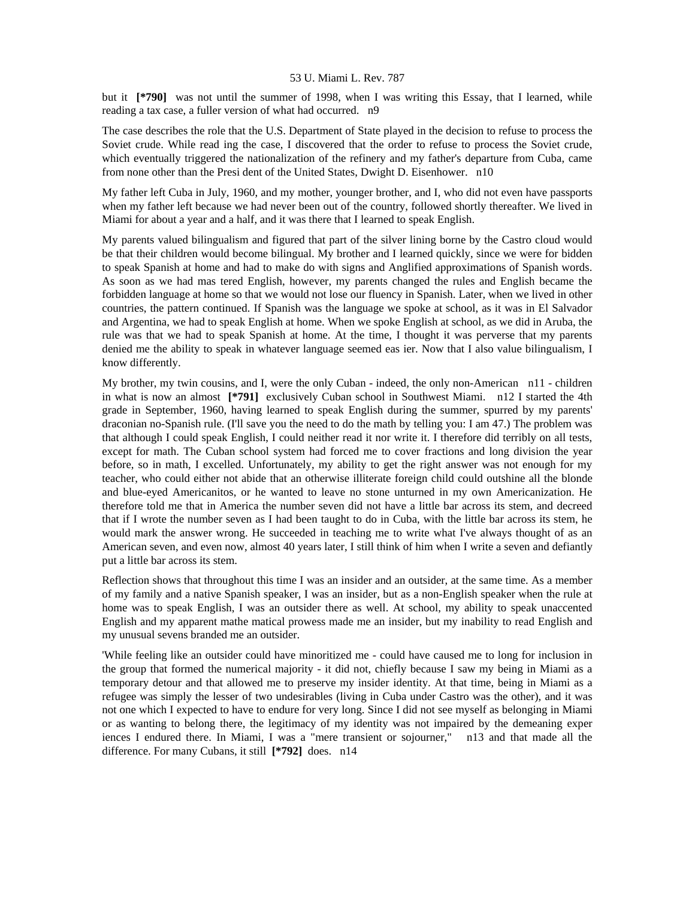but it **[*790]** was not until the summer of 1998, when I was writing this Essay, that I learned, while reading a tax case, a fuller version of what had occurred. n9

The case describes the role that the U.S. Department of State played in the decision to refuse to process the Soviet crude. While read ing the case, I discovered that the order to refuse to process the Soviet crude, which eventually triggered the nationalization of the refinery and my father's departure from Cuba, came from none other than the Presi dent of the United States, Dwight D. Eisenhower. n10

My father left Cuba in July, 1960, and my mother, younger brother, and I, who did not even have passports when my father left because we had never been out of the country, followed shortly thereafter. We lived in Miami for about a year and a half, and it was there that I learned to speak English.

My parents valued bilingualism and figured that part of the silver lining borne by the Castro cloud would be that their children would become bilingual. My brother and I learned quickly, since we were for bidden to speak Spanish at home and had to make do with signs and Anglified approximations of Spanish words. As soon as we had mas tered English, however, my parents changed the rules and English became the forbidden language at home so that we would not lose our fluency in Spanish. Later, when we lived in other countries, the pattern continued. If Spanish was the language we spoke at school, as it was in El Salvador and Argentina, we had to speak English at home. When we spoke English at school, as we did in Aruba, the rule was that we had to speak Spanish at home. At the time, I thought it was perverse that my parents denied me the ability to speak in whatever language seemed eas ier. Now that I also value bilingualism, I know differently.

My brother, my twin cousins, and I, were the only Cuban - indeed, the only non-American n11 - children in what is now an almost **[*791]** exclusively Cuban school in Southwest Miami. n12 I started the 4th grade in September, 1960, having learned to speak English during the summer, spurred by my parents' draconian no-Spanish rule. (I'll save you the need to do the math by telling you: I am 47.) The problem was that although I could speak English, I could neither read it nor write it. I therefore did terribly on all tests, except for math. The Cuban school system had forced me to cover fractions and long division the year before, so in math, I excelled. Unfortunately, my ability to get the right answer was not enough for my teacher, who could either not abide that an otherwise illiterate foreign child could outshine all the blonde and blue-eyed Americanitos, or he wanted to leave no stone unturned in my own Americanization. He therefore told me that in America the number seven did not have a little bar across its stem, and decreed that if I wrote the number seven as I had been taught to do in Cuba, with the little bar across its stem, he would mark the answer wrong. He succeeded in teaching me to write what I've always thought of as an American seven, and even now, almost 40 years later, I still think of him when I write a seven and defiantly put a little bar across its stem.

Reflection shows that throughout this time I was an insider and an outsider, at the same time. As a member of my family and a native Spanish speaker, I was an insider, but as a non-English speaker when the rule at home was to speak English, I was an outsider there as well. At school, my ability to speak unaccented English and my apparent mathe matical prowess made me an insider, but my inability to read English and my unusual sevens branded me an outsider.

'While feeling like an outsider could have minoritized me - could have caused me to long for inclusion in the group that formed the numerical majority - it did not, chiefly because I saw my being in Miami as a temporary detour and that allowed me to preserve my insider identity. At that time, being in Miami as a refugee was simply the lesser of two undesirables (living in Cuba under Castro was the other), and it was not one which I expected to have to endure for very long. Since I did not see myself as belonging in Miami or as wanting to belong there, the legitimacy of my identity was not impaired by the demeaning exper iences I endured there. In Miami, I was a "mere transient or sojourner," n13 and that made all the difference. For many Cubans, it still **[*792]** does. n14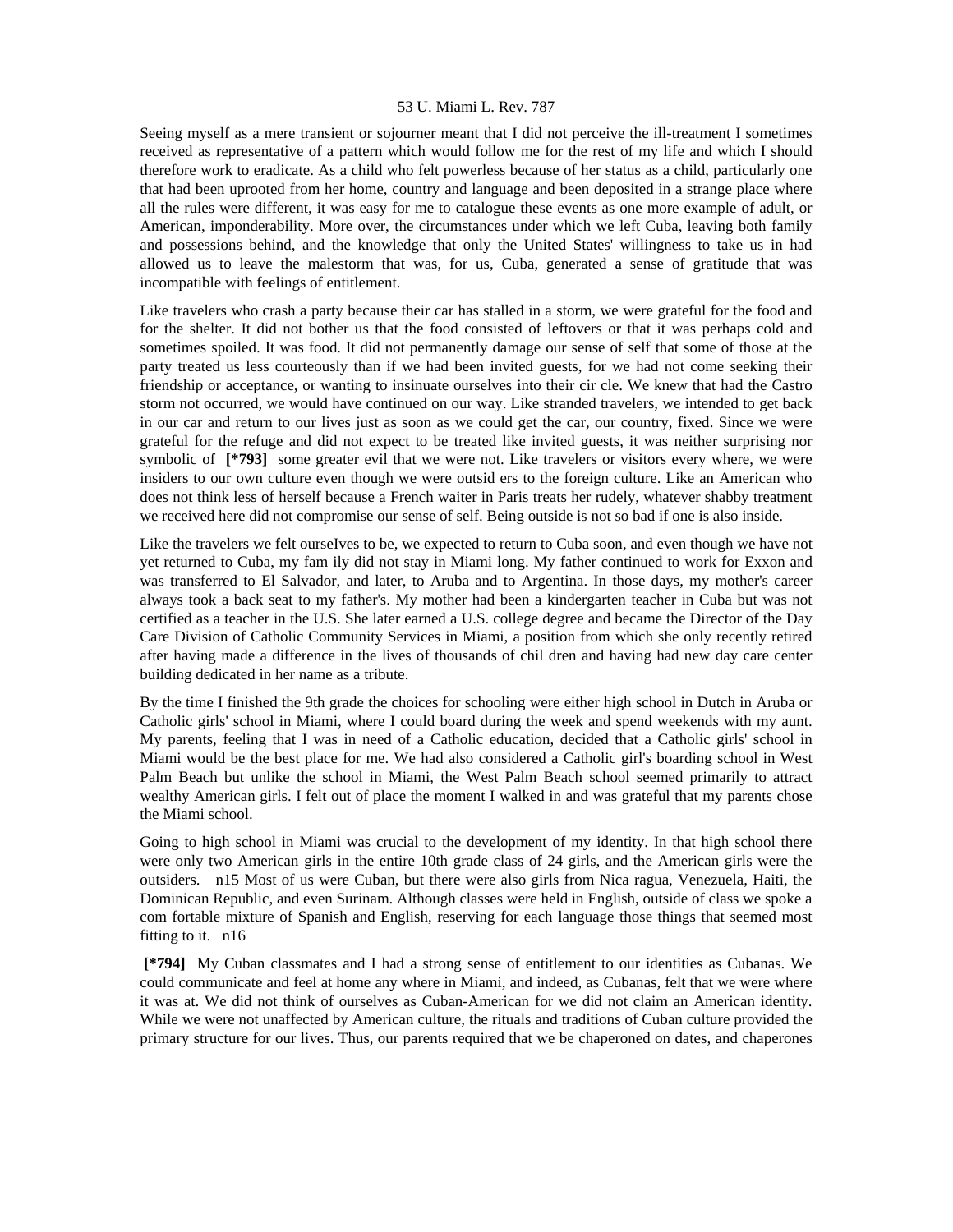Seeing myself as a mere transient or sojourner meant that I did not perceive the ill-treatment I sometimes received as representative of a pattern which would follow me for the rest of my life and which I should therefore work to eradicate. As a child who felt powerless because of her status as a child, particularly one that had been uprooted from her home, country and language and been deposited in a strange place where all the rules were different, it was easy for me to catalogue these events as one more example of adult, or American, imponderability. More over, the circumstances under which we left Cuba, leaving both family and possessions behind, and the knowledge that only the United States' willingness to take us in had allowed us to leave the malestorm that was, for us, Cuba, generated a sense of gratitude that was incompatible with feelings of entitlement.

Like travelers who crash a party because their car has stalled in a storm, we were grateful for the food and for the shelter. It did not bother us that the food consisted of leftovers or that it was perhaps cold and sometimes spoiled. It was food. It did not permanently damage our sense of self that some of those at the party treated us less courteously than if we had been invited guests, for we had not come seeking their friendship or acceptance, or wanting to insinuate ourselves into their cir cle. We knew that had the Castro storm not occurred, we would have continued on our way. Like stranded travelers, we intended to get back in our car and return to our lives just as soon as we could get the car, our country, fixed. Since we were grateful for the refuge and did not expect to be treated like invited guests, it was neither surprising nor symbolic of **[*793]** some greater evil that we were not. Like travelers or visitors every where, we were insiders to our own culture even though we were outsid ers to the foreign culture. Like an American who does not think less of herself because a French waiter in Paris treats her rudely, whatever shabby treatment we received here did not compromise our sense of self. Being outside is not so bad if one is also inside.

Like the travelers we felt ourselves to be, we expected to return to Cuba soon, and even though we have not yet returned to Cuba, my fam ily did not stay in Miami long. My father continued to work for Exxon and was transferred to El Salvador, and later, to Aruba and to Argentina. In those days, my mother's career always took a back seat to my father's. My mother had been a kindergarten teacher in Cuba but was not certified as a teacher in the U.S. She later earned a U.S. college degree and became the Director of the Day Care Division of Catholic Community Services in Miami, a position from which she only recently retired after having made a difference in the lives of thousands of chil dren and having had new day care center building dedicated in her name as a tribute.

By the time I finished the 9th grade the choices for schooling were either high school in Dutch in Aruba or Catholic girls' school in Miami, where I could board during the week and spend weekends with my aunt. My parents, feeling that I was in need of a Catholic education, decided that a Catholic girls' school in Miami would be the best place for me. We had also considered a Catholic girl's boarding school in West Palm Beach but unlike the school in Miami, the West Palm Beach school seemed primarily to attract wealthy American girls. I felt out of place the moment I walked in and was grateful that my parents chose the Miami school.

Going to high school in Miami was crucial to the development of my identity. In that high school there were only two American girls in the entire 10th grade class of 24 girls, and the American girls were the outsiders. n15 Most of us were Cuban, but there were also girls from Nica ragua, Venezuela, Haiti, the Dominican Republic, and even Surinam. Although classes were held in English, outside of class we spoke a com fortable mixture of Spanish and English, reserving for each language those things that seemed most fitting to it. n16

**[*794]** My Cuban classmates and I had a strong sense of entitlement to our identities as Cubanas. We could communicate and feel at home any where in Miami, and indeed, as Cubanas, felt that we were where it was at. We did not think of ourselves as Cuban-American for we did not claim an American identity. While we were not unaffected by American culture, the rituals and traditions of Cuban culture provided the primary structure for our lives. Thus, our parents required that we be chaperoned on dates, and chaperones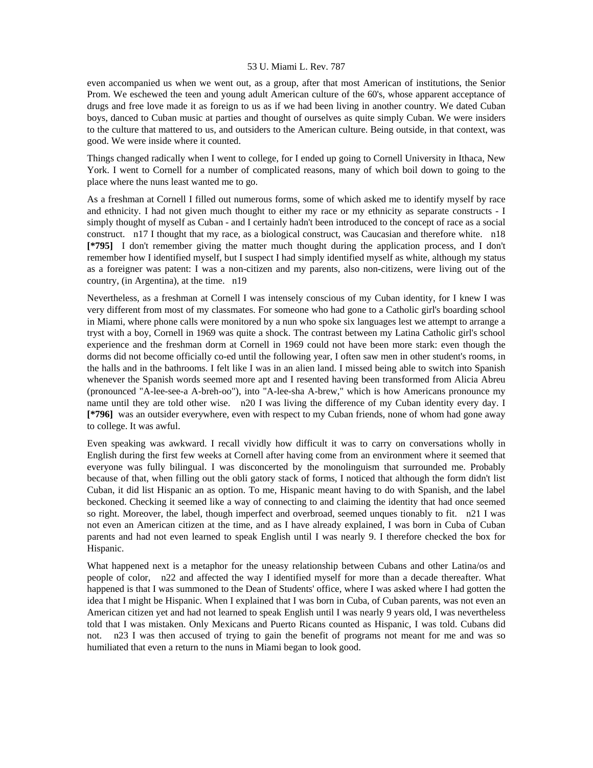even accompanied us when we went out, as a group, after that most American of institutions, the Senior Prom. We eschewed the teen and young adult American culture of the 60's, whose apparent acceptance of drugs and free love made it as foreign to us as if we had been living in another country. We dated Cuban boys, danced to Cuban music at parties and thought of ourselves as quite simply Cuban. We were insiders to the culture that mattered to us, and outsiders to the American culture. Being outside, in that context, was good. We were inside where it counted.

Things changed radically when I went to college, for I ended up going to Cornell University in Ithaca, New York. I went to Cornell for a number of complicated reasons, many of which boil down to going to the place where the nuns least wanted me to go.

As a freshman at Cornell I filled out numerous forms, some of which asked me to identify myself by race and ethnicity. I had not given much thought to either my race or my ethnicity as separate constructs - I simply thought of myself as Cuban - and I certainly hadn't been introduced to the concept of race as a social construct. n17 I thought that my race, as a biological construct, was Caucasian and therefore white. n18 **[*795]** I don't remember giving the matter much thought during the application process, and I don't remember how I identified myself, but I suspect I had simply identified myself as white, although my status as a foreigner was patent: I was a non-citizen and my parents, also non-citizens, were living out of the country, (in Argentina), at the time. n19

Nevertheless, as a freshman at Cornell I was intensely conscious of my Cuban identity, for I knew I was very different from most of my classmates. For someone who had gone to a Catholic girl's boarding school in Miami, where phone calls were monitored by a nun who spoke six languages lest we attempt to arrange a tryst with a boy, Cornell in 1969 was quite a shock. The contrast between my Latina Catholic girl's school experience and the freshman dorm at Cornell in 1969 could not have been more stark: even though the dorms did not become officially co-ed until the following year, I often saw men in other student's rooms, in the halls and in the bathrooms. I felt like I was in an alien land. I missed being able to switch into Spanish whenever the Spanish words seemed more apt and I resented having been transformed from Alicia Abreu (pronounced "A-lee-see-a A-breh-oo"), into "A-lee-sha A-brew," which is how Americans pronounce my name until they are told other wise. n20 I was living the difference of my Cuban identity every day. I **[*796]** was an outsider everywhere, even with respect to my Cuban friends, none of whom had gone away to college. It was awful.

Even speaking was awkward. I recall vividly how difficult it was to carry on conversations wholly in English during the first few weeks at Cornell after having come from an environment where it seemed that everyone was fully bilingual. I was disconcerted by the monolinguism that surrounded me. Probably because of that, when filling out the obli gatory stack of forms, I noticed that although the form didn't list Cuban, it did list Hispanic an as option. To me, Hispanic meant having to do with Spanish, and the label beckoned. Checking it seemed like a way of connecting to and claiming the identity that had once seemed so right. Moreover, the label, though imperfect and overbroad, seemed unques tionably to fit. n21 I was not even an American citizen at the time, and as I have already explained, I was born in Cuba of Cuban parents and had not even learned to speak English until I was nearly 9. I therefore checked the box for Hispanic.

What happened next is a metaphor for the uneasy relationship between Cubans and other Latina/os and people of color, n22 and affected the way I identified myself for more than a decade thereafter. What happened is that I was summoned to the Dean of Students' office, where I was asked where I had gotten the idea that I might be Hispanic. When I explained that I was born in Cuba, of Cuban parents, was not even an American citizen yet and had not learned to speak English until I was nearly 9 years old, I was nevertheless told that I was mistaken. Only Mexicans and Puerto Ricans counted as Hispanic, I was told. Cubans did not. n23 I was then accused of trying to gain the benefit of programs not meant for me and was so humiliated that even a return to the nuns in Miami began to look good.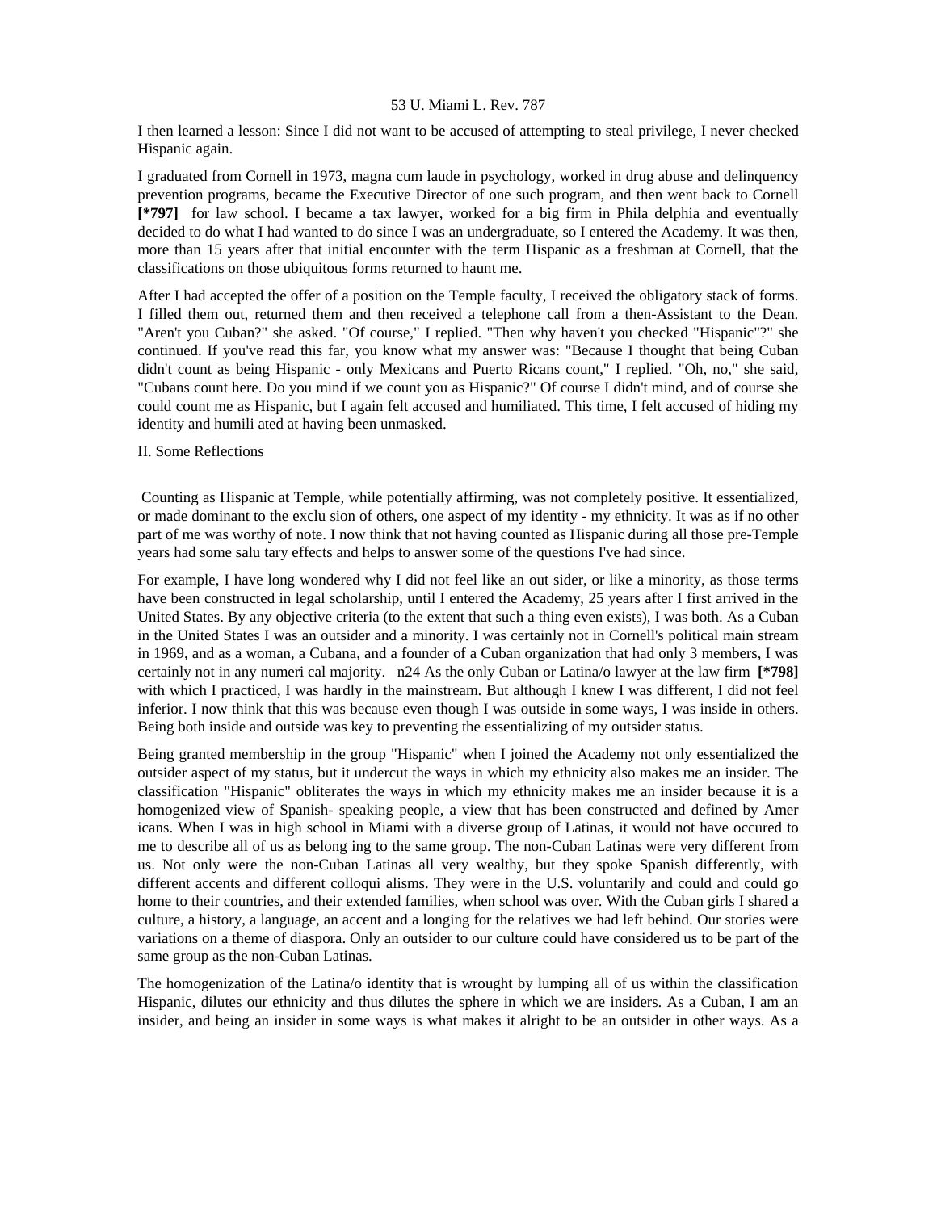I then learned a lesson: Since I did not want to be accused of attempting to steal privilege, I never checked Hispanic again.

I graduated from Cornell in 1973, magna cum laude in psychology, worked in drug abuse and delinquency prevention programs, became the Executive Director of one such program, and then went back to Cornell **[*797]** for law school. I became a tax lawyer, worked for a big firm in Phila delphia and eventually decided to do what I had wanted to do since I was an undergraduate, so I entered the Academy. It was then, more than 15 years after that initial encounter with the term Hispanic as a freshman at Cornell, that the classifications on those ubiquitous forms returned to haunt me.

After I had accepted the offer of a position on the Temple faculty, I received the obligatory stack of forms. I filled them out, returned them and then received a telephone call from a then-Assistant to the Dean. "Aren't you Cuban?" she asked. "Of course," I replied. "Then why haven't you checked "Hispanic"?" she continued. If you've read this far, you know what my answer was: "Because I thought that being Cuban didn't count as being Hispanic - only Mexicans and Puerto Ricans count," I replied. "Oh, no," she said, "Cubans count here. Do you mind if we count you as Hispanic?" Of course I didn't mind, and of course she could count me as Hispanic, but I again felt accused and humiliated. This time, I felt accused of hiding my identity and humili ated at having been unmasked.

## II. Some Reflections

Counting as Hispanic at Temple, while potentially affirming, was not completely positive. It essentialized, or made dominant to the exclu sion of others, one aspect of my identity - my ethnicity. It was as if no other part of me was worthy of note. I now think that not having counted as Hispanic during all those pre-Temple years had some salu tary effects and helps to answer some of the questions I've had since.

For example, I have long wondered why I did not feel like an out sider, or like a minority, as those terms have been constructed in legal scholarship, until I entered the Academy, 25 years after I first arrived in the United States. By any objective criteria (to the extent that such a thing even exists), I was both. As a Cuban in the United States I was an outsider and a minority. I was certainly not in Cornell's political main stream in 1969, and as a woman, a Cubana, and a founder of a Cuban organization that had only 3 members, I was certainly not in any numeri cal majority. n24 As the only Cuban or Latina/o lawyer at the law firm **[*798]** with which I practiced, I was hardly in the mainstream. But although I knew I was different, I did not feel inferior. I now think that this was because even though I was outside in some ways, I was inside in others. Being both inside and outside was key to preventing the essentializing of my outsider status.

Being granted membership in the group "Hispanic" when I joined the Academy not only essentialized the outsider aspect of my status, but it undercut the ways in which my ethnicity also makes me an insider. The classification "Hispanic" obliterates the ways in which my ethnicity makes me an insider because it is a homogenized view of Spanish- speaking people, a view that has been constructed and defined by Amer icans. When I was in high school in Miami with a diverse group of Latinas, it would not have occured to me to describe all of us as belong ing to the same group. The non-Cuban Latinas were very different from us. Not only were the non-Cuban Latinas all very wealthy, but they spoke Spanish differently, with different accents and different colloqui alisms. They were in the U.S. voluntarily and could and could go home to their countries, and their extended families, when school was over. With the Cuban girls I shared a culture, a history, a language, an accent and a longing for the relatives we had left behind. Our stories were variations on a theme of diaspora. Only an outsider to our culture could have considered us to be part of the same group as the non-Cuban Latinas.

The homogenization of the Latina/o identity that is wrought by lumping all of us within the classification Hispanic, dilutes our ethnicity and thus dilutes the sphere in which we are insiders. As a Cuban, I am an insider, and being an insider in some ways is what makes it alright to be an outsider in other ways. As a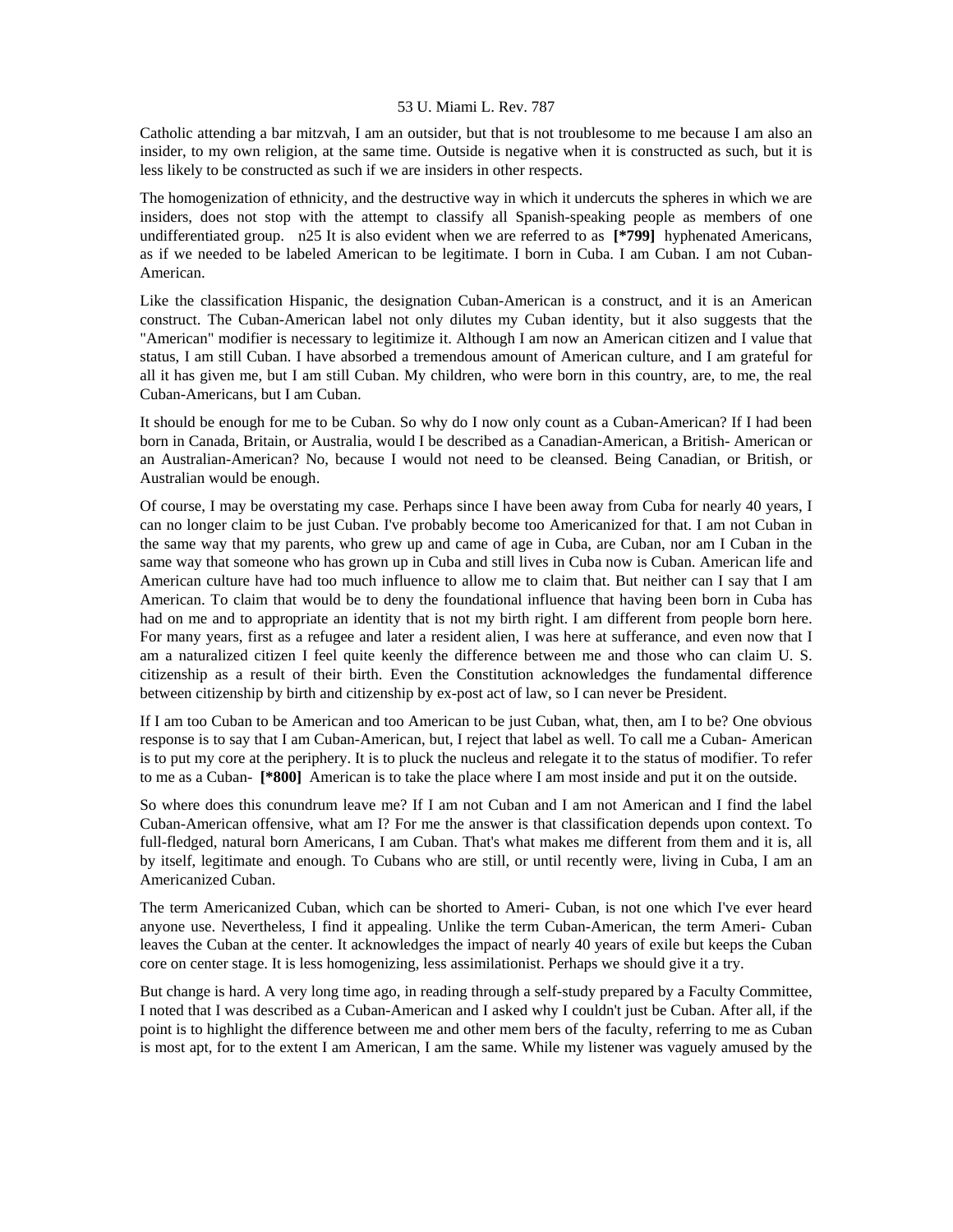Catholic attending a bar mitzvah, I am an outsider, but that is not troublesome to me because I am also an insider, to my own religion, at the same time. Outside is negative when it is constructed as such, but it is less likely to be constructed as such if we are insiders in other respects.

The homogenization of ethnicity, and the destructive way in which it undercuts the spheres in which we are insiders, does not stop with the attempt to classify all Spanish-speaking people as members of one undifferentiated group. n25 It is also evident when we are referred to as **[*799]** hyphenated Americans, as if we needed to be labeled American to be legitimate. I born in Cuba. I am Cuban. I am not Cuban-American.

Like the classification Hispanic, the designation Cuban-American is a construct, and it is an American construct. The Cuban-American label not only dilutes my Cuban identity, but it also suggests that the "American" modifier is necessary to legitimize it. Although I am now an American citizen and I value that status, I am still Cuban. I have absorbed a tremendous amount of American culture, and I am grateful for all it has given me, but I am still Cuban. My children, who were born in this country, are, to me, the real Cuban-Americans, but I am Cuban.

It should be enough for me to be Cuban. So why do I now only count as a Cuban-American? If I had been born in Canada, Britain, or Australia, would I be described as a Canadian-American, a British- American or an Australian-American? No, because I would not need to be cleansed. Being Canadian, or British, or Australian would be enough.

Of course, I may be overstating my case. Perhaps since I have been away from Cuba for nearly 40 years, I can no longer claim to be just Cuban. I've probably become too Americanized for that. I am not Cuban in the same way that my parents, who grew up and came of age in Cuba, are Cuban, nor am I Cuban in the same way that someone who has grown up in Cuba and still lives in Cuba now is Cuban. American life and American culture have had too much influence to allow me to claim that. But neither can I say that I am American. To claim that would be to deny the foundational influence that having been born in Cuba has had on me and to appropriate an identity that is not my birth right. I am different from people born here. For many years, first as a refugee and later a resident alien, I was here at sufferance, and even now that I am a naturalized citizen I feel quite keenly the difference between me and those who can claim U. S. citizenship as a result of their birth. Even the Constitution acknowledges the fundamental difference between citizenship by birth and citizenship by ex-post act of law, so I can never be President.

If I am too Cuban to be American and too American to be just Cuban, what, then, am I to be? One obvious response is to say that I am Cuban-American, but, I reject that label as well. To call me a Cuban- American is to put my core at the periphery. It is to pluck the nucleus and relegate it to the status of modifier. To refer to me as a Cuban- **[*800]** American is to take the place where I am most inside and put it on the outside.

So where does this conundrum leave me? If I am not Cuban and I am not American and I find the label Cuban-American offensive, what am I? For me the answer is that classification depends upon context. To full-fledged, natural born Americans, I am Cuban. That's what makes me different from them and it is, all by itself, legitimate and enough. To Cubans who are still, or until recently were, living in Cuba, I am an Americanized Cuban.

The term Americanized Cuban, which can be shorted to Ameri- Cuban, is not one which I've ever heard anyone use. Nevertheless, I find it appealing. Unlike the term Cuban-American, the term Ameri- Cuban leaves the Cuban at the center. It acknowledges the impact of nearly 40 years of exile but keeps the Cuban core on center stage. It is less homogenizing, less assimilationist. Perhaps we should give it a try.

But change is hard. A very long time ago, in reading through a self-study prepared by a Faculty Committee, I noted that I was described as a Cuban-American and I asked why I couldn't just be Cuban. After all, if the point is to highlight the difference between me and other mem bers of the faculty, referring to me as Cuban is most apt, for to the extent I am American, I am the same. While my listener was vaguely amused by the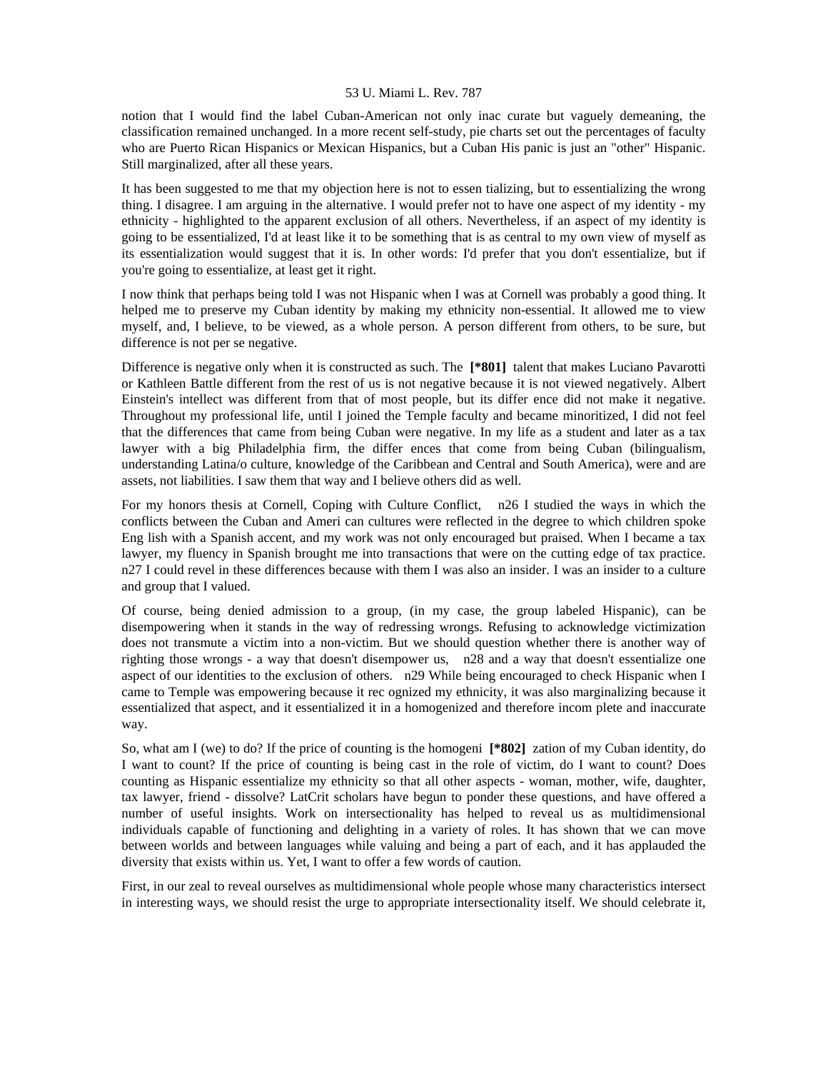notion that I would find the label Cuban-American not only inac curate but vaguely demeaning, the classification remained unchanged. In a more recent self-study, pie charts set out the percentages of faculty who are Puerto Rican Hispanics or Mexican Hispanics, but a Cuban His panic is just an "other" Hispanic. Still marginalized, after all these years.

It has been suggested to me that my objection here is not to essen tializing, but to essentializing the wrong thing. I disagree. I am arguing in the alternative. I would prefer not to have one aspect of my identity - my ethnicity - highlighted to the apparent exclusion of all others. Nevertheless, if an aspect of my identity is going to be essentialized, I'd at least like it to be something that is as central to my own view of myself as its essentialization would suggest that it is. In other words: I'd prefer that you don't essentialize, but if you're going to essentialize, at least get it right.

I now think that perhaps being told I was not Hispanic when I was at Cornell was probably a good thing. It helped me to preserve my Cuban identity by making my ethnicity non-essential. It allowed me to view myself, and, I believe, to be viewed, as a whole person. A person different from others, to be sure, but difference is not per se negative.

Difference is negative only when it is constructed as such. The **[*801]** talent that makes Luciano Pavarotti or Kathleen Battle different from the rest of us is not negative because it is not viewed negatively. Albert Einstein's intellect was different from that of most people, but its differ ence did not make it negative. Throughout my professional life, until I joined the Temple faculty and became minoritized, I did not feel that the differences that came from being Cuban were negative. In my life as a student and later as a tax lawyer with a big Philadelphia firm, the differ ences that come from being Cuban (bilingualism, understanding Latina/o culture, knowledge of the Caribbean and Central and South America), were and are assets, not liabilities. I saw them that way and I believe others did as well.

For my honors thesis at Cornell, Coping with Culture Conflict, n26 I studied the ways in which the conflicts between the Cuban and Ameri can cultures were reflected in the degree to which children spoke Eng lish with a Spanish accent, and my work was not only encouraged but praised. When I became a tax lawyer, my fluency in Spanish brought me into transactions that were on the cutting edge of tax practice. n27 I could revel in these differences because with them I was also an insider. I was an insider to a culture and group that I valued.

Of course, being denied admission to a group, (in my case, the group labeled Hispanic), can be disempowering when it stands in the way of redressing wrongs. Refusing to acknowledge victimization does not transmute a victim into a non-victim. But we should question whether there is another way of righting those wrongs - a way that doesn't disempower us, n28 and a way that doesn't essentialize one aspect of our identities to the exclusion of others. n29 While being encouraged to check Hispanic when I came to Temple was empowering because it rec ognized my ethnicity, it was also marginalizing because it essentialized that aspect, and it essentialized it in a homogenized and therefore incom plete and inaccurate way.

So, what am I (we) to do? If the price of counting is the homogeni **[*802]** zation of my Cuban identity, do I want to count? If the price of counting is being cast in the role of victim, do I want to count? Does counting as Hispanic essentialize my ethnicity so that all other aspects - woman, mother, wife, daughter, tax lawyer, friend - dissolve? LatCrit scholars have begun to ponder these questions, and have offered a number of useful insights. Work on intersectionality has helped to reveal us as multidimensional individuals capable of functioning and delighting in a variety of roles. It has shown that we can move between worlds and between languages while valuing and being a part of each, and it has applauded the diversity that exists within us. Yet, I want to offer a few words of caution.

First, in our zeal to reveal ourselves as multidimensional whole people whose many characteristics intersect in interesting ways, we should resist the urge to appropriate intersectionality itself. We should celebrate it,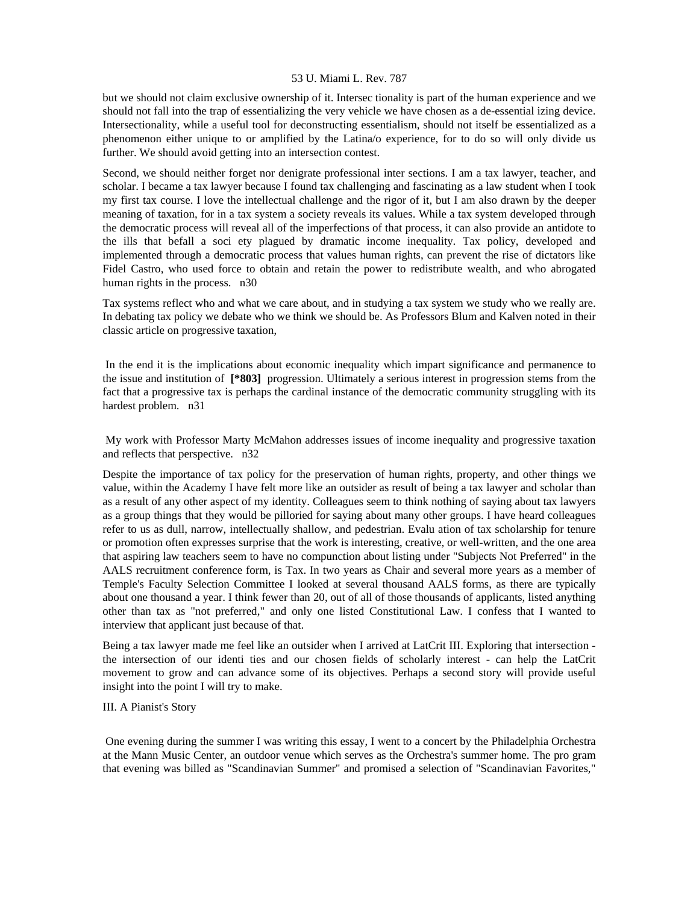but we should not claim exclusive ownership of it. Intersec tionality is part of the human experience and we should not fall into the trap of essentializing the very vehicle we have chosen as a de-essential izing device. Intersectionality, while a useful tool for deconstructing essentialism, should not itself be essentialized as a phenomenon either unique to or amplified by the Latina/o experience, for to do so will only divide us further. We should avoid getting into an intersection contest.

Second, we should neither forget nor denigrate professional inter sections. I am a tax lawyer, teacher, and scholar. I became a tax lawyer because I found tax challenging and fascinating as a law student when I took my first tax course. I love the intellectual challenge and the rigor of it, but I am also drawn by the deeper meaning of taxation, for in a tax system a society reveals its values. While a tax system developed through the democratic process will reveal all of the imperfections of that process, it can also provide an antidote to the ills that befall a soci ety plagued by dramatic income inequality. Tax policy, developed and implemented through a democratic process that values human rights, can prevent the rise of dictators like Fidel Castro, who used force to obtain and retain the power to redistribute wealth, and who abrogated human rights in the process. n30

Tax systems reflect who and what we care about, and in studying a tax system we study who we really are. In debating tax policy we debate who we think we should be. As Professors Blum and Kalven noted in their classic article on progressive taxation,

> In the end it is the implications about economic inequality which impart significance and permanence to the issue and institution of **[*803]** progression. Ultimately a serious interest in progression stems from the fact that a progressive tax is perhaps the cardinal instance of the democratic community struggling with its hardest problem. n31

My work with Professor Marty McMahon addresses issues of income inequality and progressive taxation and reflects that perspective. n32

Despite the importance of tax policy for the preservation of human rights, property, and other things we value, within the Academy I have felt more like an outsider as result of being a tax lawyer and scholar than as a result of any other aspect of my identity. Colleagues seem to think nothing of saying about tax lawyers as a group things that they would be pilloried for saying about many other groups. I have heard colleagues refer to us as dull, narrow, intellectually shallow, and pedestrian. Evalu ation of tax scholarship for tenure or promotion often expresses surprise that the work is interesting, creative, or well-written, and the one area that aspiring law teachers seem to have no compunction about listing under "Subjects Not Preferred" in the AALS recruitment conference form, is Tax. In two years as Chair and several more years as a member of Temple's Faculty Selection Committee I looked at several thousand AALS forms, as there are typically about one thousand a year. I think fewer than 20, out of all of those thousands of applicants, listed anything other than tax as "not preferred," and only one listed Constitutional Law. I confess that I wanted to interview that applicant just because of that.

Being a tax lawyer made me feel like an outsider when I arrived at LatCrit III. Exploring that intersection - the intersection of our identi ties and our chosen fields of scholarly interest - can help the LatCrit movement to grow and can advance some of its objectives. Perhaps a second story will provide useful insight into the point I will try to make.

## III. A Pianist's Story

One evening during the summer I was writing this essay, I went to a concert by the Philadelphia Orchestra at the Mann Music Center, an outdoor venue which serves as the Orchestra's summer home. The pro gram that evening was billed as "Scandinavian Summer" and promised a selection of "Scandinavian Favorites,"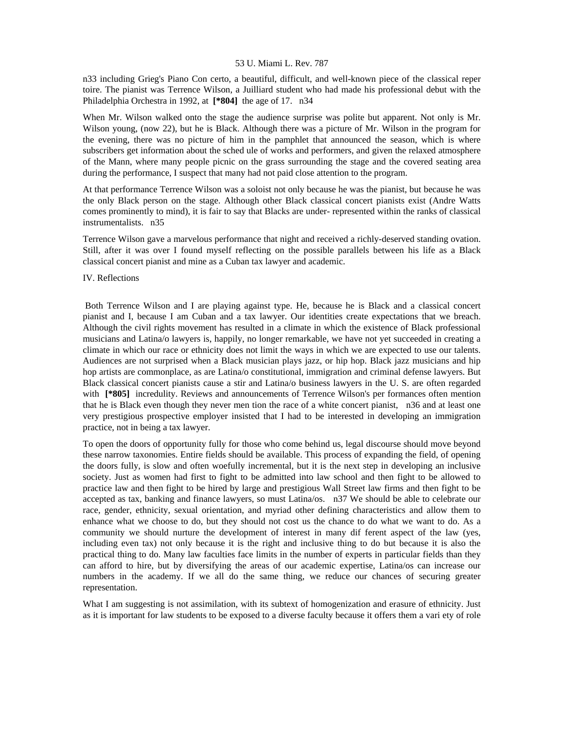n33 including Grieg's Piano Con certo, a beautiful, difficult, and well-known piece of the classical reper toire. The pianist was Terrence Wilson, a Juilliard student who had made his professional debut with the Philadelphia Orchestra in 1992, at **[*804]** the age of 17. n34

When Mr. Wilson walked onto the stage the audience surprise was polite but apparent. Not only is Mr. Wilson young, (now 22), but he is Black. Although there was a picture of Mr. Wilson in the program for the evening, there was no picture of him in the pamphlet that announced the season, which is where subscribers get information about the sched ule of works and performers, and given the relaxed atmosphere of the Mann, where many people picnic on the grass surrounding the stage and the covered seating area during the performance, I suspect that many had not paid close attention to the program.

At that performance Terrence Wilson was a soloist not only because he was the pianist, but because he was the only Black person on the stage. Although other Black classical concert pianists exist (Andre Watts comes prominently to mind), it is fair to say that Blacks are under- represented within the ranks of classical instrumentalists. n35

Terrence Wilson gave a marvelous performance that night and received a richly-deserved standing ovation. Still, after it was over I found myself reflecting on the possible parallels between his life as a Black classical concert pianist and mine as a Cuban tax lawyer and academic.

IV. Reflections

Both Terrence Wilson and I are playing against type. He, because he is Black and a classical concert pianist and I, because I am Cuban and a tax lawyer. Our identities create expectations that we breach. Although the civil rights movement has resulted in a climate in which the existence of Black professional musicians and Latina/o lawyers is, happily, no longer remarkable, we have not yet succeeded in creating a climate in which our race or ethnicity does not limit the ways in which we are expected to use our talents. Audiences are not surprised when a Black musician plays jazz, or hip hop. Black jazz musicians and hip hop artists are commonplace, as are Latina/o constitutional, immigration and criminal defense lawyers. But Black classical concert pianists cause a stir and Latina/o business lawyers in the U. S. are often regarded with **[*805]** incredulity. Reviews and announcements of Terrence Wilson's per formances often mention that he is Black even though they never men tion the race of a white concert pianist, n36 and at least one very prestigious prospective employer insisted that I had to be interested in developing an immigration practice, not in being a tax lawyer.

To open the doors of opportunity fully for those who come behind us, legal discourse should move beyond these narrow taxonomies. Entire fields should be available. This process of expanding the field, of opening the doors fully, is slow and often woefully incremental, but it is the next step in developing an inclusive society. Just as women had first to fight to be admitted into law school and then fight to be allowed to practice law and then fight to be hired by large and prestigious Wall Street law firms and then fight to be accepted as tax, banking and finance lawyers, so must Latina/os. n37 We should be able to celebrate our race, gender, ethnicity, sexual orientation, and myriad other defining characteristics and allow them to enhance what we choose to do, but they should not cost us the chance to do what we want to do. As a community we should nurture the development of interest in many dif ferent aspect of the law (yes, including even tax) not only because it is the right and inclusive thing to do but because it is also the practical thing to do. Many law faculties face limits in the number of experts in particular fields than they can afford to hire, but by diversifying the areas of our academic expertise, Latina/os can increase our numbers in the academy. If we all do the same thing, we reduce our chances of securing greater representation.

What I am suggesting is not assimilation, with its subtext of homogenization and erasure of ethnicity. Just as it is important for law students to be exposed to a diverse faculty because it offers them a vari ety of role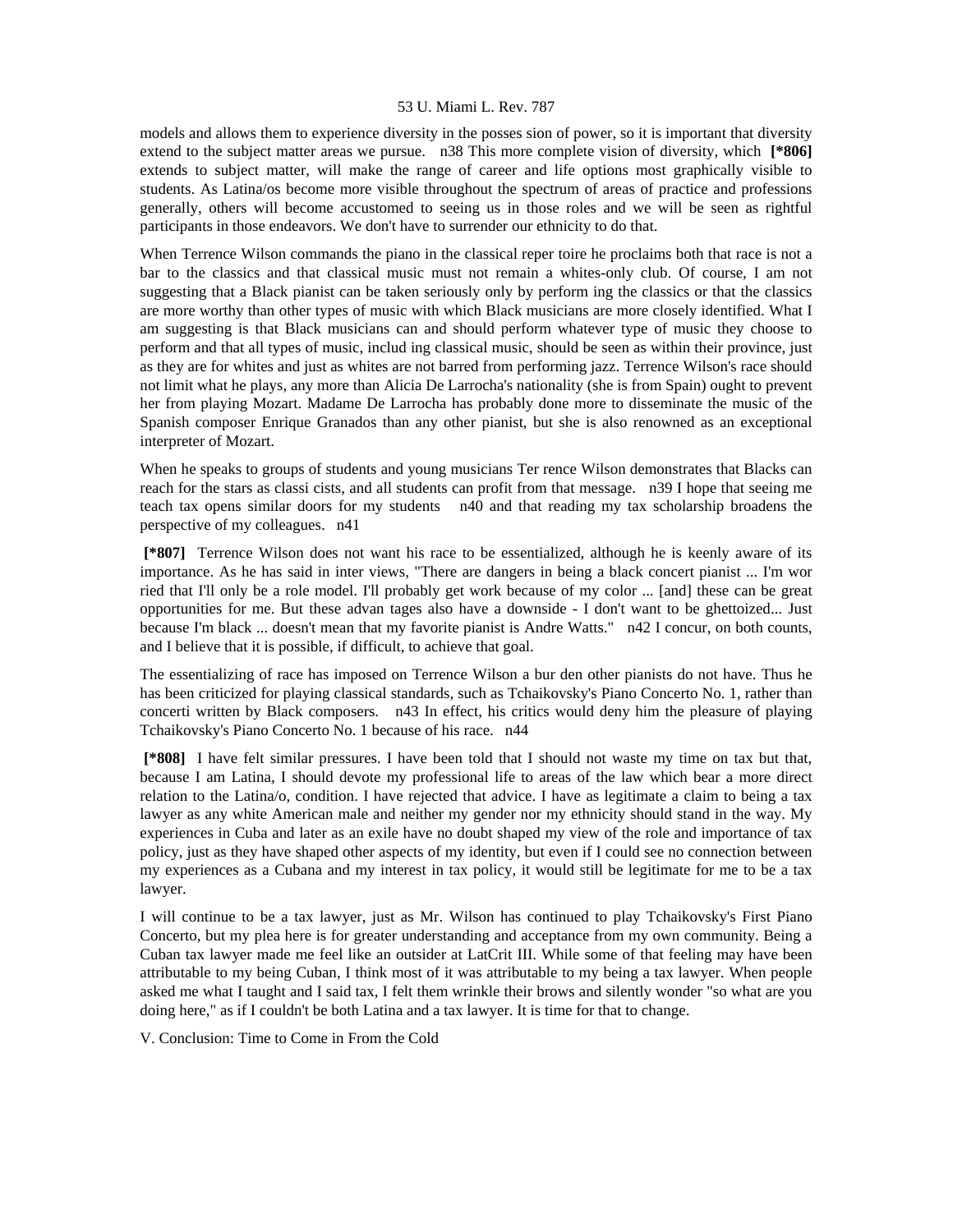models and allows them to experience diversity in the posses sion of power, so it is important that diversity extend to the subject matter areas we pursue. n38 This more complete vision of diversity, which **[*806]** extends to subject matter, will make the range of career and life options most graphically visible to students. As Latina/os become more visible throughout the spectrum of areas of practice and professions generally, others will become accustomed to seeing us in those roles and we will be seen as rightful participants in those endeavors. We don't have to surrender our ethnicity to do that.

When Terrence Wilson commands the piano in the classical reper toire he proclaims both that race is not a bar to the classics and that classical music must not remain a whites-only club. Of course, I am not suggesting that a Black pianist can be taken seriously only by perform ing the classics or that the classics are more worthy than other types of music with which Black musicians are more closely identified. What I am suggesting is that Black musicians can and should perform whatever type of music they choose to perform and that all types of music, includ ing classical music, should be seen as within their province, just as they are for whites and just as whites are not barred from performing jazz. Terrence Wilson's race should not limit what he plays, any more than Alicia De Larrocha's nationality (she is from Spain) ought to prevent her from playing Mozart. Madame De Larrocha has probably done more to disseminate the music of the Spanish composer Enrique Granados than any other pianist, but she is also renowned as an exceptional interpreter of Mozart.

When he speaks to groups of students and young musicians Ter rence Wilson demonstrates that Blacks can reach for the stars as classi cists, and all students can profit from that message. n39 I hope that seeing me teach tax opens similar doors for my students n40 and that reading my tax scholarship broadens the perspective of my colleagues. n41

**[*807]** Terrence Wilson does not want his race to be essentialized, although he is keenly aware of its importance. As he has said in inter views, "There are dangers in being a black concert pianist ... I'm wor ried that I'll only be a role model. I'll probably get work because of my color ... [and] these can be great opportunities for me. But these advan tages also have a downside - I don't want to be ghettoized... Just because I'm black ... doesn't mean that my favorite pianist is Andre Watts." n42 I concur, on both counts, and I believe that it is possible, if difficult, to achieve that goal.

The essentializing of race has imposed on Terrence Wilson a bur den other pianists do not have. Thus he has been criticized for playing classical standards, such as Tchaikovsky's Piano Concerto No. 1, rather than concerti written by Black composers. n43 In effect, his critics would deny him the pleasure of playing Tchaikovsky's Piano Concerto No. 1 because of his race. n44

**[*808]** I have felt similar pressures. I have been told that I should not waste my time on tax but that, because I am Latina, I should devote my professional life to areas of the law which bear a more direct relation to the Latina/o, condition. I have rejected that advice. I have as legitimate a claim to being a tax lawyer as any white American male and neither my gender nor my ethnicity should stand in the way. My experiences in Cuba and later as an exile have no doubt shaped my view of the role and importance of tax policy, just as they have shaped other aspects of my identity, but even if I could see no connection between my experiences as a Cubana and my interest in tax policy, it would still be legitimate for me to be a tax lawyer.

I will continue to be a tax lawyer, just as Mr. Wilson has continued to play Tchaikovsky's First Piano Concerto, but my plea here is for greater understanding and acceptance from my own community. Being a Cuban tax lawyer made me feel like an outsider at LatCrit III. While some of that feeling may have been attributable to my being Cuban, I think most of it was attributable to my being a tax lawyer. When people asked me what I taught and I said tax, I felt them wrinkle their brows and silently wonder "so what are you doing here," as if I couldn't be both Latina and a tax lawyer. It is time for that to change.

## V. Conclusion: Time to Come in From the Cold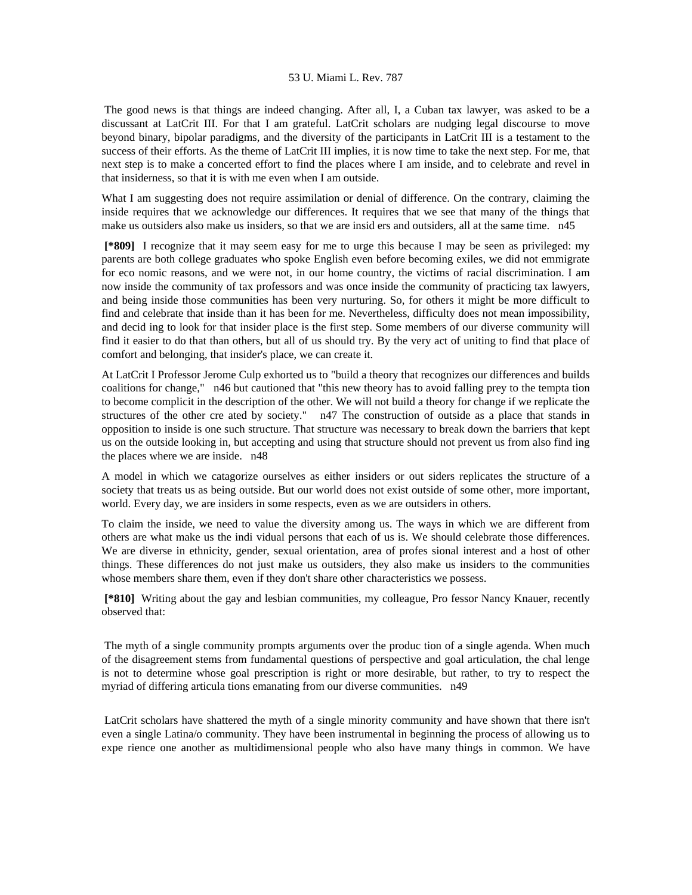The good news is that things are indeed changing. After all, I, a Cuban tax lawyer, was asked to be a discussant at LatCrit III. For that I am grateful. LatCrit scholars are nudging legal discourse to move beyond binary, bipolar paradigms, and the diversity of the participants in LatCrit III is a testament to the success of their efforts. As the theme of LatCrit III implies, it is now time to take the next step. For me, that next step is to make a concerted effort to find the places where I am inside, and to celebrate and revel in that insiderness, so that it is with me even when I am outside.

What I am suggesting does not require assimilation or denial of difference. On the contrary, claiming the inside requires that we acknowledge our differences. It requires that we see that many of the things that make us outsiders also make us insiders, so that we are insid ers and outsiders, all at the same time.   n45

**[*809]** I recognize that it may seem easy for me to urge this because I may be seen as privileged: my parents are both college graduates who spoke English even before becoming exiles, we did not emmigrate for eco nomic reasons, and we were not, in our home country, the victims of racial discrimination. I am now inside the community of tax professors and was once inside the community of practicing tax lawyers, and being inside those communities has been very nurturing. So, for others it might be more difficult to find and celebrate that inside than it has been for me. Nevertheless, difficulty does not mean impossibility, and decid ing to look for that insider place is the first step. Some members of our diverse community will find it easier to do that than others, but all of us should try. By the very act of uniting to find that place of comfort and belonging, that insider's place, we can create it.

At LatCrit I Professor Jerome Culp exhorted us to "build a theory that recognizes our differences and builds coalitions for change,"   n46 but cautioned that "this new theory has to avoid falling prey to the tempta tion to become complicit in the description of the other. We will not build a theory for change if we replicate the structures of the other cre ated by society."   n47 The construction of outside as a place that stands in opposition to inside is one such structure. That structure was necessary to break down the barriers that kept us on the outside looking in, but accepting and using that structure should not prevent us from also find ing the places where we are inside.   n48

A model in which we catagorize ourselves as either insiders or out siders replicates the structure of a society that treats us as being outside. But our world does not exist outside of some other, more important, world. Every day, we are insiders in some respects, even as we are outsiders in others.

To claim the inside, we need to value the diversity among us. The ways in which we are different from others are what make us the indi vidual persons that each of us is. We should celebrate those differences. We are diverse in ethnicity, gender, sexual orientation, area of profes sional interest and a host of other things. These differences do not just make us outsiders, they also make us insiders to the communities whose members share them, even if they don't share other characteristics we possess.

**[*810]** Writing about the gay and lesbian communities, my colleague, Pro fessor Nancy Knauer, recently observed that:

> The myth of a single community prompts arguments over the produc tion of a single agenda. When much of the disagreement stems from fundamental questions of perspective and goal articulation, the chal lenge is not to determine whose goal prescription is right or more desirable, but rather, to try to respect the myriad of differing articula tions emanating from our diverse communities.   n49

LatCrit scholars have shattered the myth of a single minority community and have shown that there isn't even a single Latina/o community. They have been instrumental in beginning the process of allowing us to expe rience one another as multidimensional people who also have many things in common. We have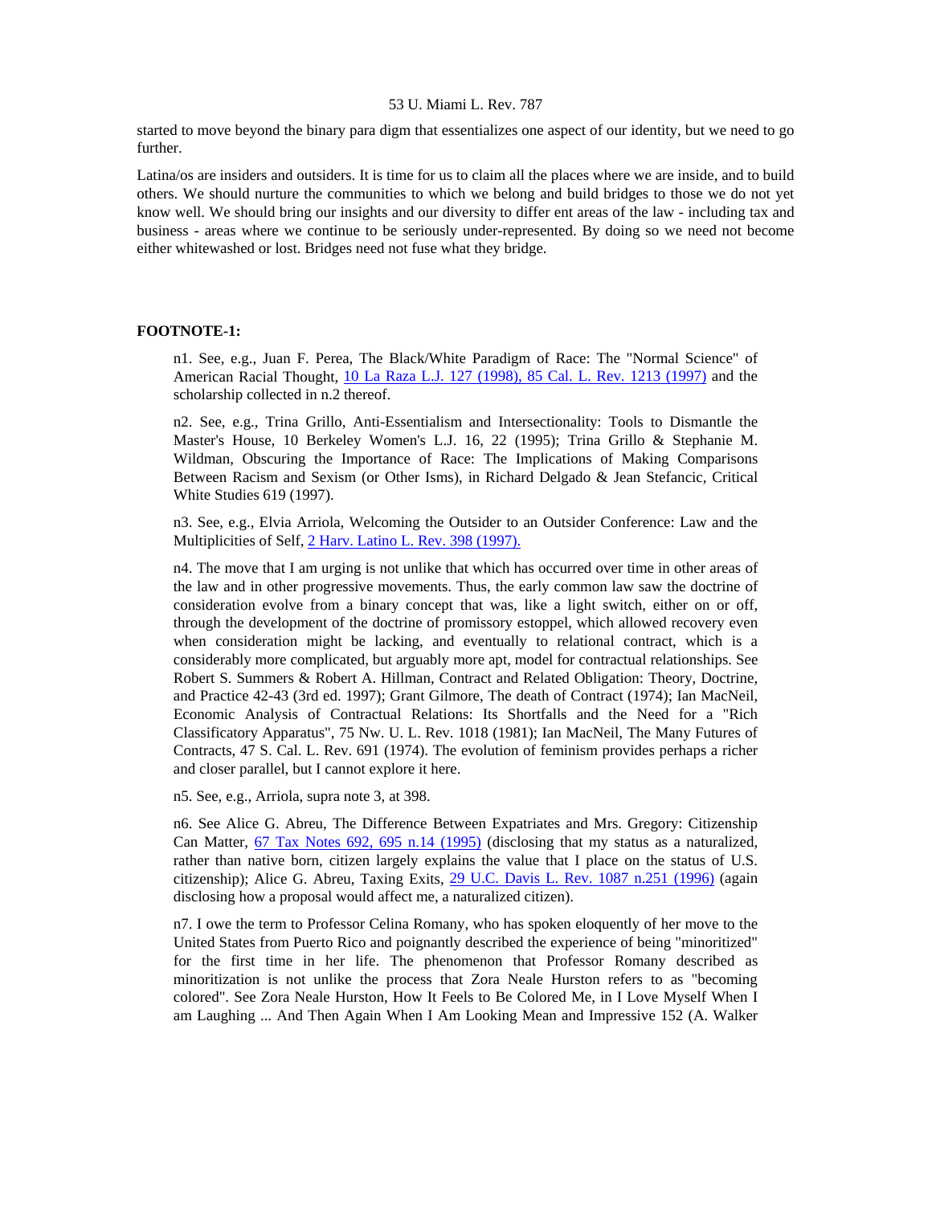started to move beyond the binary para digm that essentializes one aspect of our identity, but we need to go further.

Latina/os are insiders and outsiders. It is time for us to claim all the places where we are inside, and to build others. We should nurture the communities to which we belong and build bridges to those we do not yet know well. We should bring our insights and our diversity to differ ent areas of the law - including tax and business - areas where we continue to be seriously under-represented. By doing so we need not become either whitewashed or lost. Bridges need not fuse what they bridge.

**FOOTNOTE-1:**

n1. See, e.g., Juan F. Perea, The Black/White Paradigm of Race: The "Normal Science" of American Racial Thought, 10 La Raza L.J. 127 (1998), 85 Cal. L. Rev. 1213 (1997) and the scholarship collected in n.2 thereof.

n2. See, e.g., Trina Grillo, Anti-Essentialism and Intersectionality: Tools to Dismantle the Master's House, 10 Berkeley Women's L.J. 16, 22 (1995); Trina Grillo & Stephanie M. Wildman, Obscuring the Importance of Race: The Implications of Making Comparisons Between Racism and Sexism (or Other Isms), in Richard Delgado & Jean Stefancic, Critical White Studies 619 (1997).

n3. See, e.g., Elvia Arriola, Welcoming the Outsider to an Outsider Conference: Law and the Multiplicities of Self, 2 Harv. Latino L. Rev. 398 (1997).

n4. The move that I am urging is not unlike that which has occurred over time in other areas of the law and in other progressive movements. Thus, the early common law saw the doctrine of consideration evolve from a binary concept that was, like a light switch, either on or off, through the development of the doctrine of promissory estoppel, which allowed recovery even when consideration might be lacking, and eventually to relational contract, which is a considerably more complicated, but arguably more apt, model for contractual relationships. See Robert S. Summers & Robert A. Hillman, Contract and Related Obligation: Theory, Doctrine, and Practice 42-43 (3rd ed. 1997); Grant Gilmore, The death of Contract (1974); Ian MacNeil, Economic Analysis of Contractual Relations: Its Shortfalls and the Need for a "Rich Classificatory Apparatus", 75 Nw. U. L. Rev. 1018 (1981); Ian MacNeil, The Many Futures of Contracts, 47 S. Cal. L. Rev. 691 (1974). The evolution of feminism provides perhaps a richer and closer parallel, but I cannot explore it here.

n5. See, e.g., Arriola, supra note 3, at 398.

n6. See Alice G. Abreu, The Difference Between Expatriates and Mrs. Gregory: Citizenship Can Matter, 67 Tax Notes 692, 695 n.14 (1995) (disclosing that my status as a naturalized, rather than native born, citizen largely explains the value that I place on the status of U.S. citizenship); Alice G. Abreu, Taxing Exits, 29 U.C. Davis L. Rev. 1087 n.251 (1996) (again disclosing how a proposal would affect me, a naturalized citizen).

n7. I owe the term to Professor Celina Romany, who has spoken eloquently of her move to the United States from Puerto Rico and poignantly described the experience of being "minoritized" for the first time in her life. The phenomenon that Professor Romany described as minoritization is not unlike the process that Zora Neale Hurston refers to as "becoming colored". See Zora Neale Hurston, How It Feels to Be Colored Me, in I Love Myself When I am Laughing ... And Then Again When I Am Looking Mean and Impressive 152 (A. Walker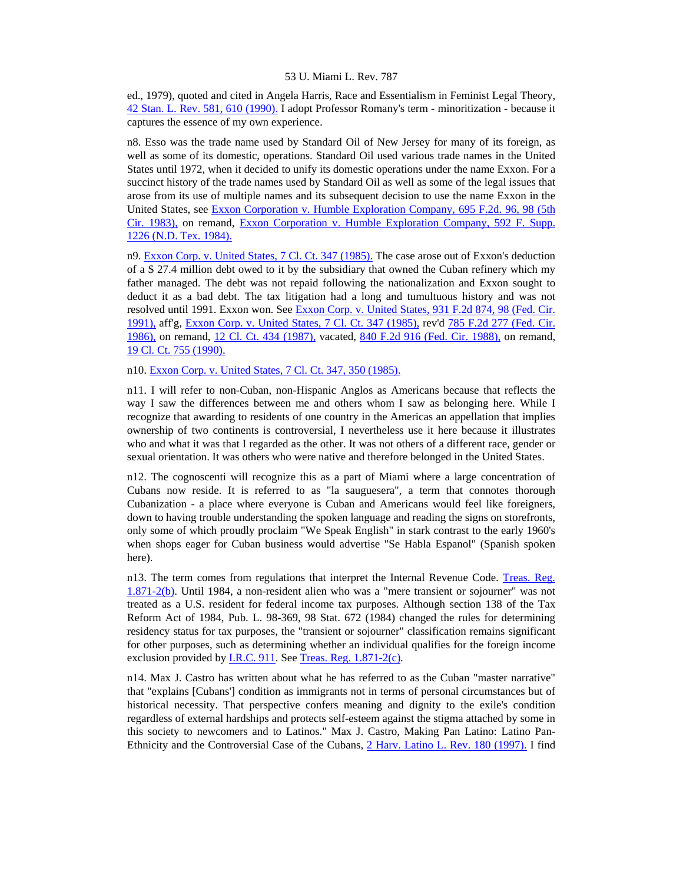ed., 1979), quoted and cited in Angela Harris, Race and Essentialism in Feminist Legal Theory, 42 Stan. L. Rev. 581, 610 (1990). I adopt Professor Romany's term - minoritization - because it captures the essence of my own experience.

n8. Esso was the trade name used by Standard Oil of New Jersey for many of its foreign, as well as some of its domestic, operations. Standard Oil used various trade names in the United States until 1972, when it decided to unify its domestic operations under the name Exxon. For a succinct history of the trade names used by Standard Oil as well as some of the legal issues that arose from its use of multiple names and its subsequent decision to use the name Exxon in the United States, see Exxon Corporation v. Humble Exploration Company, 695 F.2d. 96, 98 (5th Cir. 1983), on remand, Exxon Corporation v. Humble Exploration Company, 592 F. Supp. 1226 (N.D. Tex. 1984).

n9. Exxon Corp. v. United States, 7 Cl. Ct. 347 (1985). The case arose out of Exxon's deduction of a $ 27.4 million debt owed to it by the subsidiary that owned the Cuban refinery which my father managed. The debt was not repaid following the nationalization and Exxon sought to deduct it as a bad debt. The tax litigation had a long and tumultuous history and was not resolved until 1991. Exxon won. See Exxon Corp. v. United States, 931 F.2d 874, 98 (Fed. Cir. 1991), aff'g, Exxon Corp. v. United States, 7 Cl. Ct. 347 (1985), rev'd 785 F.2d 277 (Fed. Cir. 1986), on remand, 12 Cl. Ct. 434 (1987), vacated, 840 F.2d 916 (Fed. Cir. 1988), on remand, 19 Cl. Ct. 755 (1990).

n10. Exxon Corp. v. United States, 7 Cl. Ct. 347, 350 (1985).

n11. I will refer to non-Cuban, non-Hispanic Anglos as Americans because that reflects the way I saw the differences between me and others whom I saw as belonging here. While I recognize that awarding to residents of one country in the Americas an appellation that implies ownership of two continents is controversial, I nevertheless use it here because it illustrates who and what it was that I regarded as the other. It was not others of a different race, gender or sexual orientation. It was others who were native and therefore belonged in the United States.

n12. The cognoscenti will recognize this as a part of Miami where a large concentration of Cubans now reside. It is referred to as "la sauguesera", a term that connotes thorough Cubanization - a place where everyone is Cuban and Americans would feel like foreigners, down to having trouble understanding the spoken language and reading the signs on storefronts, only some of which proudly proclaim "We Speak English" in stark contrast to the early 1960's when shops eager for Cuban business would advertise "Se Habla Espanol" (Spanish spoken here).

n13. The term comes from regulations that interpret the Internal Revenue Code. Treas. Reg. 1.871-2(b). Until 1984, a non-resident alien who was a "mere transient or sojourner" was not treated as a U.S. resident for federal income tax purposes. Although section 138 of the Tax Reform Act of 1984, Pub. L. 98-369, 98 Stat. 672 (1984) changed the rules for determining residency status for tax purposes, the "transient or sojourner" classification remains significant for other purposes, such as determining whether an individual qualifies for the foreign income exclusion provided by I.R.C. 911. See Treas. Reg. 1.871-2(c).

n14. Max J. Castro has written about what he has referred to as the Cuban "master narrative" that "explains [Cubans'] condition as immigrants not in terms of personal circumstances but of historical necessity. That perspective confers meaning and dignity to the exile's condition regardless of external hardships and protects self-esteem against the stigma attached by some in this society to newcomers and to Latinos." Max J. Castro, Making Pan Latino: Latino Pan-Ethnicity and the Controversial Case of the Cubans, 2 Harv. Latino L. Rev. 180 (1997). I find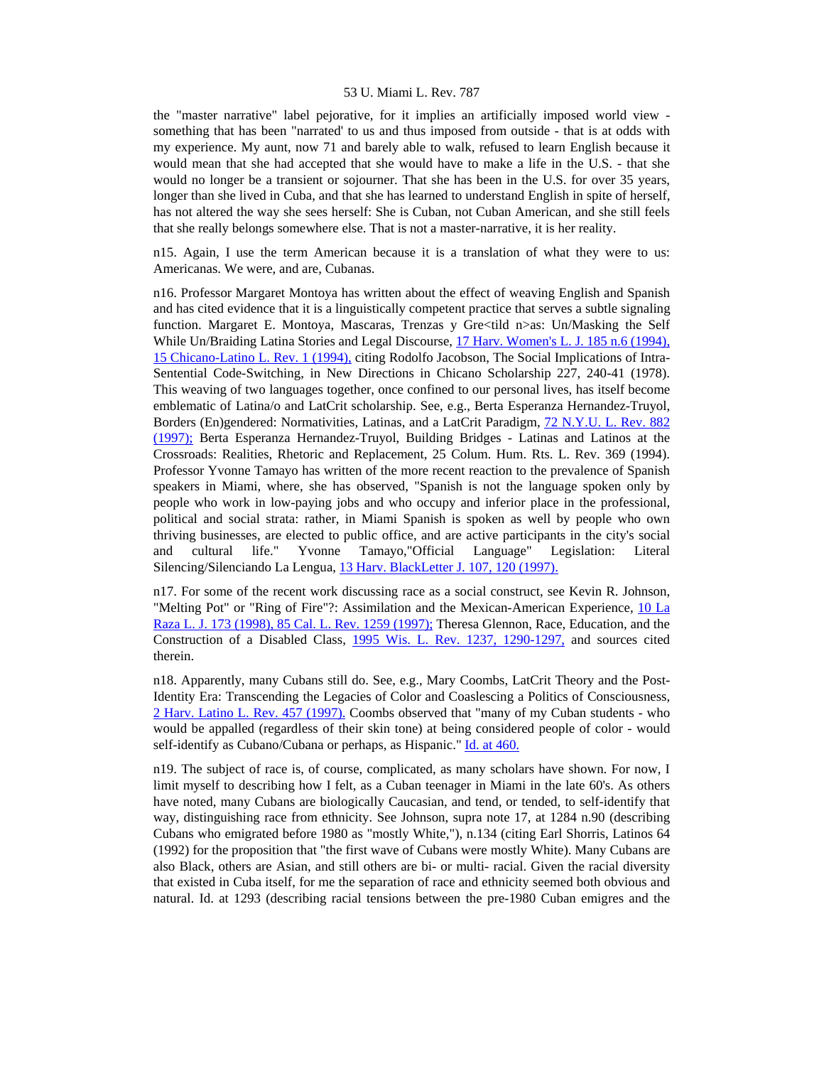the "master narrative" label pejorative, for it implies an artificially imposed world view - something that has been "narrated' to us and thus imposed from outside - that is at odds with my experience. My aunt, now 71 and barely able to walk, refused to learn English because it would mean that she had accepted that she would have to make a life in the U.S. - that she would no longer be a transient or sojourner. That she has been in the U.S. for over 35 years, longer than she lived in Cuba, and that she has learned to understand English in spite of herself, has not altered the way she sees herself: She is Cuban, not Cuban American, and she still feels that she really belongs somewhere else. That is not a master-narrative, it is her reality.

n15. Again, I use the term American because it is a translation of what they were to us: Americanas. We were, and are, Cubanas.

n16. Professor Margaret Montoya has written about the effect of weaving English and Spanish and has cited evidence that it is a linguistically competent practice that serves a subtle signaling function. Margaret E. Montoya, Mascaras, Trenzas y Gre<tild n>as: Un/Masking the Self While Un/Braiding Latina Stories and Legal Discourse, 17 Harv. Women's L. J. 185 n.6 (1994), 15 Chicano-Latino L. Rev. 1 (1994), citing Rodolfo Jacobson, The Social Implications of Intra-Sentential Code-Switching, in New Directions in Chicano Scholarship 227, 240-41 (1978). This weaving of two languages together, once confined to our personal lives, has itself become emblematic of Latina/o and LatCrit scholarship. See, e.g., Berta Esperanza Hernandez-Truyol, Borders (En)gendered: Normativities, Latinas, and a LatCrit Paradigm, 72 N.Y.U. L. Rev. 882 (1997); Berta Esperanza Hernandez-Truyol, Building Bridges - Latinas and Latinos at the Crossroads: Realities, Rhetoric and Replacement, 25 Colum. Hum. Rts. L. Rev. 369 (1994). Professor Yvonne Tamayo has written of the more recent reaction to the prevalence of Spanish speakers in Miami, where, she has observed, "Spanish is not the language spoken only by people who work in low-paying jobs and who occupy and inferior place in the professional, political and social strata: rather, in Miami Spanish is spoken as well by people who own thriving businesses, are elected to public office, and are active participants in the city's social and cultural life." Yvonne Tamayo,"Official Language" Legislation: Literal Silencing/Silenciando La Lengua, 13 Harv. BlackLetter J. 107, 120 (1997).

n17. For some of the recent work discussing race as a social construct, see Kevin R. Johnson, "Melting Pot" or "Ring of Fire"?: Assimilation and the Mexican-American Experience, 10 La Raza L. J. 173 (1998), 85 Cal. L. Rev. 1259 (1997); Theresa Glennon, Race, Education, and the Construction of a Disabled Class, 1995 Wis. L. Rev. 1237, 1290-1297, and sources cited therein.

n18. Apparently, many Cubans still do. See, e.g., Mary Coombs, LatCrit Theory and the Post-Identity Era: Transcending the Legacies of Color and Coaslescing a Politics of Consciousness, 2 Harv. Latino L. Rev. 457 (1997). Coombs observed that "many of my Cuban students - who would be appalled (regardless of their skin tone) at being considered people of color - would self-identify as Cubano/Cubana or perhaps, as Hispanic." Id. at 460.

n19. The subject of race is, of course, complicated, as many scholars have shown. For now, I limit myself to describing how I felt, as a Cuban teenager in Miami in the late 60's. As others have noted, many Cubans are biologically Caucasian, and tend, or tended, to self-identify that way, distinguishing race from ethnicity. See Johnson, supra note 17, at 1284 n.90 (describing Cubans who emigrated before 1980 as "mostly White,"), n.134 (citing Earl Shorris, Latinos 64 (1992) for the proposition that "the first wave of Cubans were mostly White). Many Cubans are also Black, others are Asian, and still others are bi- or multi- racial. Given the racial diversity that existed in Cuba itself, for me the separation of race and ethnicity seemed both obvious and natural. Id. at 1293 (describing racial tensions between the pre-1980 Cuban emigres and the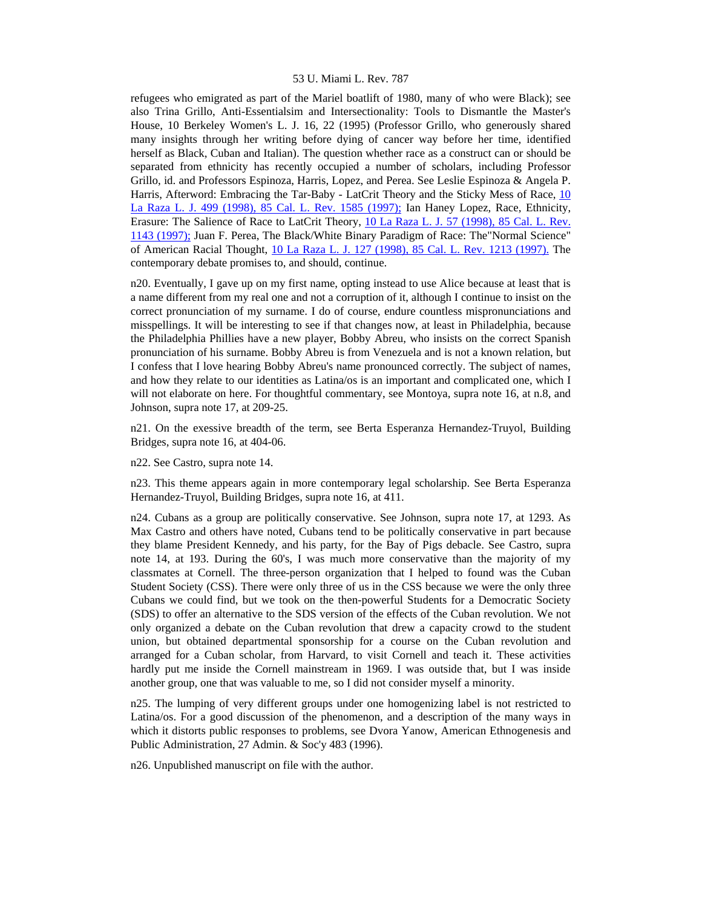refugees who emigrated as part of the Mariel boatlift of 1980, many of who were Black); see also Trina Grillo, Anti-Essentialsim and Intersectionality: Tools to Dismantle the Master's House, 10 Berkeley Women's L. J. 16, 22 (1995) (Professor Grillo, who generously shared many insights through her writing before dying of cancer way before her time, identified herself as Black, Cuban and Italian). The question whether race as a construct can or should be separated from ethnicity has recently occupied a number of scholars, including Professor Grillo, id. and Professors Espinoza, Harris, Lopez, and Perea. See Leslie Espinoza & Angela P. Harris, Afterword: Embracing the Tar-Baby - LatCrit Theory and the Sticky Mess of Race, 10 La Raza L. J. 499 (1998), 85 Cal. L. Rev. 1585 (1997); Ian Haney Lopez, Race, Ethnicity, Erasure: The Salience of Race to LatCrit Theory, 10 La Raza L. J. 57 (1998), 85 Cal. L. Rev. 1143 (1997); Juan F. Perea, The Black/White Binary Paradigm of Race: The"Normal Science" of American Racial Thought, 10 La Raza L. J. 127 (1998), 85 Cal. L. Rev. 1213 (1997). The contemporary debate promises to, and should, continue.

n20. Eventually, I gave up on my first name, opting instead to use Alice because at least that is a name different from my real one and not a corruption of it, although I continue to insist on the correct pronunciation of my surname. I do of course, endure countless mispronunciations and misspellings. It will be interesting to see if that changes now, at least in Philadelphia, because the Philadelphia Phillies have a new player, Bobby Abreu, who insists on the correct Spanish pronunciation of his surname. Bobby Abreu is from Venezuela and is not a known relation, but I confess that I love hearing Bobby Abreu's name pronounced correctly. The subject of names, and how they relate to our identities as Latina/os is an important and complicated one, which I will not elaborate on here. For thoughtful commentary, see Montoya, supra note 16, at n.8, and Johnson, supra note 17, at 209-25.

n21. On the exessive breadth of the term, see Berta Esperanza Hernandez-Truyol, Building Bridges, supra note 16, at 404-06.

n22. See Castro, supra note 14.

n23. This theme appears again in more contemporary legal scholarship. See Berta Esperanza Hernandez-Truyol, Building Bridges, supra note 16, at 411.

n24. Cubans as a group are politically conservative. See Johnson, supra note 17, at 1293. As Max Castro and others have noted, Cubans tend to be politically conservative in part because they blame President Kennedy, and his party, for the Bay of Pigs debacle. See Castro, supra note 14, at 193. During the 60's, I was much more conservative than the majority of my classmates at Cornell. The three-person organization that I helped to found was the Cuban Student Society (CSS). There were only three of us in the CSS because we were the only three Cubans we could find, but we took on the then-powerful Students for a Democratic Society (SDS) to offer an alternative to the SDS version of the effects of the Cuban revolution. We not only organized a debate on the Cuban revolution that drew a capacity crowd to the student union, but obtained departmental sponsorship for a course on the Cuban revolution and arranged for a Cuban scholar, from Harvard, to visit Cornell and teach it. These activities hardly put me inside the Cornell mainstream in 1969. I was outside that, but I was inside another group, one that was valuable to me, so I did not consider myself a minority.

n25. The lumping of very different groups under one homogenizing label is not restricted to Latina/os. For a good discussion of the phenomenon, and a description of the many ways in which it distorts public responses to problems, see Dvora Yanow, American Ethnogenesis and Public Administration, 27 Admin. & Soc'y 483 (1996).

n26. Unpublished manuscript on file with the author.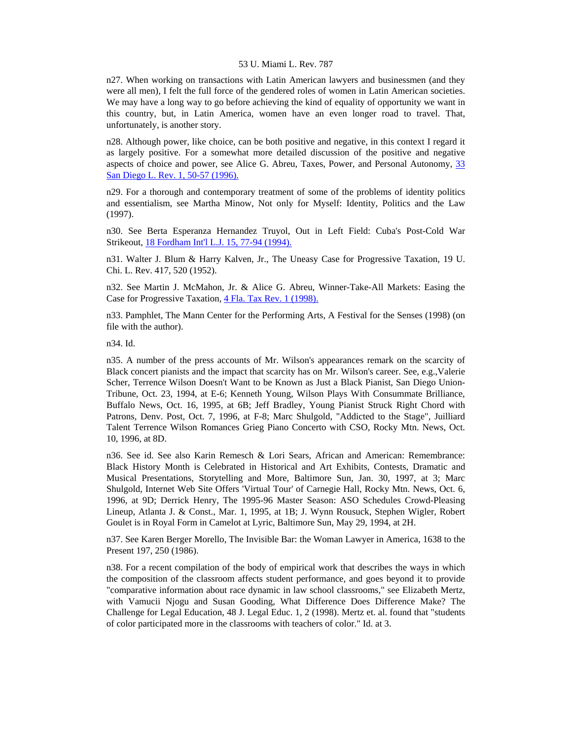n27. When working on transactions with Latin American lawyers and businessmen (and they were all men), I felt the full force of the gendered roles of women in Latin American societies. We may have a long way to go before achieving the kind of equality of opportunity we want in this country, but, in Latin America, women have an even longer road to travel. That, unfortunately, is another story.

n28. Although power, like choice, can be both positive and negative, in this context I regard it as largely positive. For a somewhat more detailed discussion of the positive and negative aspects of choice and power, see Alice G. Abreu, Taxes, Power, and Personal Autonomy, 33 San Diego L. Rev. 1, 50-57 (1996).

n29. For a thorough and contemporary treatment of some of the problems of identity politics and essentialism, see Martha Minow, Not only for Myself: Identity, Politics and the Law (1997).

n30. See Berta Esperanza Hernandez Truyol, Out in Left Field: Cuba's Post-Cold War Strikeout, 18 Fordham Int'l L.J. 15, 77-94 (1994).

n31. Walter J. Blum & Harry Kalven, Jr., The Uneasy Case for Progressive Taxation, 19 U. Chi. L. Rev. 417, 520 (1952).

n32. See Martin J. McMahon, Jr. & Alice G. Abreu, Winner-Take-All Markets: Easing the Case for Progressive Taxation, 4 Fla. Tax Rev. 1 (1998).

n33. Pamphlet, The Mann Center for the Performing Arts, A Festival for the Senses (1998) (on file with the author).

n34. Id.

n35. A number of the press accounts of Mr. Wilson's appearances remark on the scarcity of Black concert pianists and the impact that scarcity has on Mr. Wilson's career. See, e.g.,Valerie Scher, Terrence Wilson Doesn't Want to be Known as Just a Black Pianist, San Diego Union-Tribune, Oct. 23, 1994, at E-6; Kenneth Young, Wilson Plays With Consummate Brilliance, Buffalo News, Oct. 16, 1995, at 6B; Jeff Bradley, Young Pianist Struck Right Chord with Patrons, Denv. Post, Oct. 7, 1996, at F-8; Marc Shulgold, "Addicted to the Stage", Juilliard Talent Terrence Wilson Romances Grieg Piano Concerto with CSO, Rocky Mtn. News, Oct. 10, 1996, at 8D.

n36. See id. See also Karin Remesch & Lori Sears, African and American: Remembrance: Black History Month is Celebrated in Historical and Art Exhibits, Contests, Dramatic and Musical Presentations, Storytelling and More, Baltimore Sun, Jan. 30, 1997, at 3; Marc Shulgold, Internet Web Site Offers 'Virtual Tour' of Carnegie Hall, Rocky Mtn. News, Oct. 6, 1996, at 9D; Derrick Henry, The 1995-96 Master Season: ASO Schedules Crowd-Pleasing Lineup, Atlanta J. & Const., Mar. 1, 1995, at 1B; J. Wynn Rousuck, Stephen Wigler, Robert Goulet is in Royal Form in Camelot at Lyric, Baltimore Sun, May 29, 1994, at 2H.

n37. See Karen Berger Morello, The Invisible Bar: the Woman Lawyer in America, 1638 to the Present 197, 250 (1986).

n38. For a recent compilation of the body of empirical work that describes the ways in which the composition of the classroom affects student performance, and goes beyond it to provide "comparative information about race dynamic in law school classrooms," see Elizabeth Mertz, with Vamucii Njogu and Susan Gooding, What Difference Does Difference Make? The Challenge for Legal Education, 48 J. Legal Educ. 1, 2 (1998). Mertz et. al. found that "students of color participated more in the classrooms with teachers of color." Id. at 3.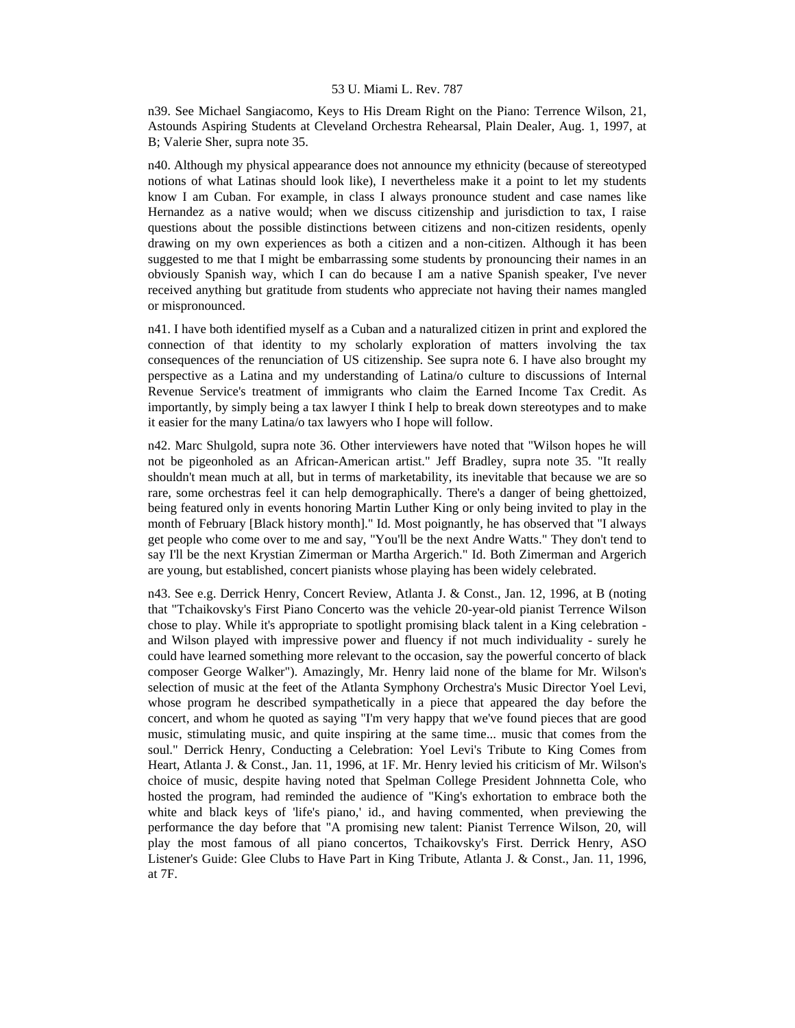n39. See Michael Sangiacomo, Keys to His Dream Right on the Piano: Terrence Wilson, 21, Astounds Aspiring Students at Cleveland Orchestra Rehearsal, Plain Dealer, Aug. 1, 1997, at B; Valerie Sher, supra note 35.

n40. Although my physical appearance does not announce my ethnicity (because of stereotyped notions of what Latinas should look like), I nevertheless make it a point to let my students know I am Cuban. For example, in class I always pronounce student and case names like Hernandez as a native would; when we discuss citizenship and jurisdiction to tax, I raise questions about the possible distinctions between citizens and non-citizen residents, openly drawing on my own experiences as both a citizen and a non-citizen. Although it has been suggested to me that I might be embarrassing some students by pronouncing their names in an obviously Spanish way, which I can do because I am a native Spanish speaker, I've never received anything but gratitude from students who appreciate not having their names mangled or mispronounced.

n41. I have both identified myself as a Cuban and a naturalized citizen in print and explored the connection of that identity to my scholarly exploration of matters involving the tax consequences of the renunciation of US citizenship. See supra note 6. I have also brought my perspective as a Latina and my understanding of Latina/o culture to discussions of Internal Revenue Service's treatment of immigrants who claim the Earned Income Tax Credit. As importantly, by simply being a tax lawyer I think I help to break down stereotypes and to make it easier for the many Latina/o tax lawyers who I hope will follow.

n42. Marc Shulgold, supra note 36. Other interviewers have noted that "Wilson hopes he will not be pigeonholed as an African-American artist." Jeff Bradley, supra note 35. "It really shouldn't mean much at all, but in terms of marketability, its inevitable that because we are so rare, some orchestras feel it can help demographically. There's a danger of being ghettoized, being featured only in events honoring Martin Luther King or only being invited to play in the month of February [Black history month]." Id. Most poignantly, he has observed that "I always get people who come over to me and say, "You'll be the next Andre Watts." They don't tend to say I'll be the next Krystian Zimerman or Martha Argerich." Id. Both Zimerman and Argerich are young, but established, concert pianists whose playing has been widely celebrated.

n43. See e.g. Derrick Henry, Concert Review, Atlanta J. & Const., Jan. 12, 1996, at B (noting that "Tchaikovsky's First Piano Concerto was the vehicle 20-year-old pianist Terrence Wilson chose to play. While it's appropriate to spotlight promising black talent in a King celebration - and Wilson played with impressive power and fluency if not much individuality - surely he could have learned something more relevant to the occasion, say the powerful concerto of black composer George Walker"). Amazingly, Mr. Henry laid none of the blame for Mr. Wilson's selection of music at the feet of the Atlanta Symphony Orchestra's Music Director Yoel Levi, whose program he described sympathetically in a piece that appeared the day before the concert, and whom he quoted as saying "I'm very happy that we've found pieces that are good music, stimulating music, and quite inspiring at the same time... music that comes from the soul." Derrick Henry, Conducting a Celebration: Yoel Levi's Tribute to King Comes from Heart, Atlanta J. & Const., Jan. 11, 1996, at 1F. Mr. Henry levied his criticism of Mr. Wilson's choice of music, despite having noted that Spelman College President Johnnetta Cole, who hosted the program, had reminded the audience of "King's exhortation to embrace both the white and black keys of 'life's piano,' id., and having commented, when previewing the performance the day before that "A promising new talent: Pianist Terrence Wilson, 20, will play the most famous of all piano concertos, Tchaikovsky's First. Derrick Henry, ASO Listener's Guide: Glee Clubs to Have Part in King Tribute, Atlanta J. & Const., Jan. 11, 1996, at 7F.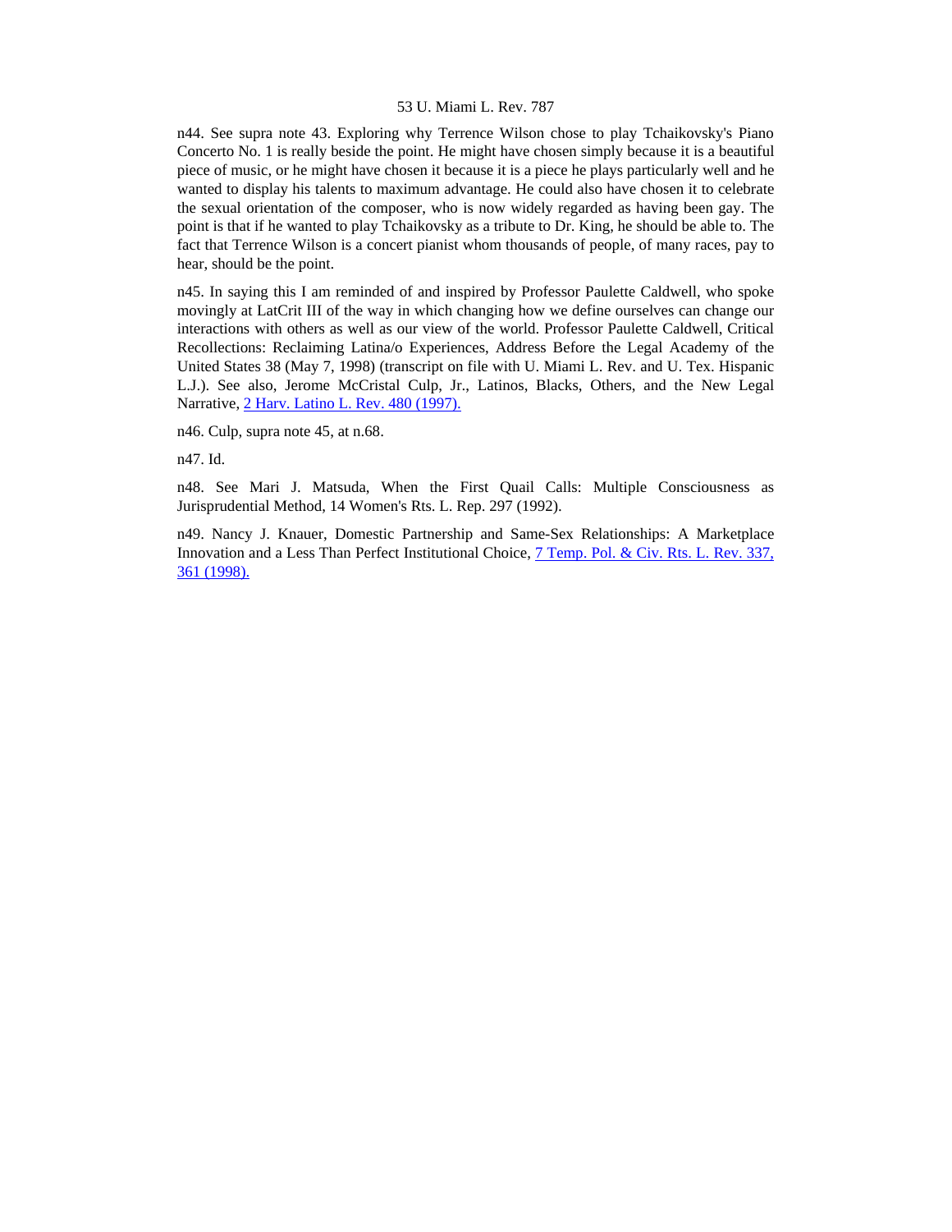n44. See supra note 43. Exploring why Terrence Wilson chose to play Tchaikovsky's Piano Concerto No. 1 is really beside the point. He might have chosen simply because it is a beautiful piece of music, or he might have chosen it because it is a piece he plays particularly well and he wanted to display his talents to maximum advantage. He could also have chosen it to celebrate the sexual orientation of the composer, who is now widely regarded as having been gay. The point is that if he wanted to play Tchaikovsky as a tribute to Dr. King, he should be able to. The fact that Terrence Wilson is a concert pianist whom thousands of people, of many races, pay to hear, should be the point.

n45. In saying this I am reminded of and inspired by Professor Paulette Caldwell, who spoke movingly at LatCrit III of the way in which changing how we define ourselves can change our interactions with others as well as our view of the world. Professor Paulette Caldwell, Critical Recollections: Reclaiming Latina/o Experiences, Address Before the Legal Academy of the United States 38 (May 7, 1998) (transcript on file with U. Miami L. Rev. and U. Tex. Hispanic L.J.). See also, Jerome McCristal Culp, Jr., Latinos, Blacks, Others, and the New Legal Narrative, 2 Harv. Latino L. Rev. 480 (1997).

n46. Culp, supra note 45, at n.68.

n47. Id.

n48. See Mari J. Matsuda, When the First Quail Calls: Multiple Consciousness as Jurisprudential Method, 14 Women's Rts. L. Rep. 297 (1992).

n49. Nancy J. Knauer, Domestic Partnership and Same-Sex Relationships: A Marketplace Innovation and a Less Than Perfect Institutional Choice, 7 Temp. Pol. & Civ. Rts. L. Rev. 337, 361 (1998).